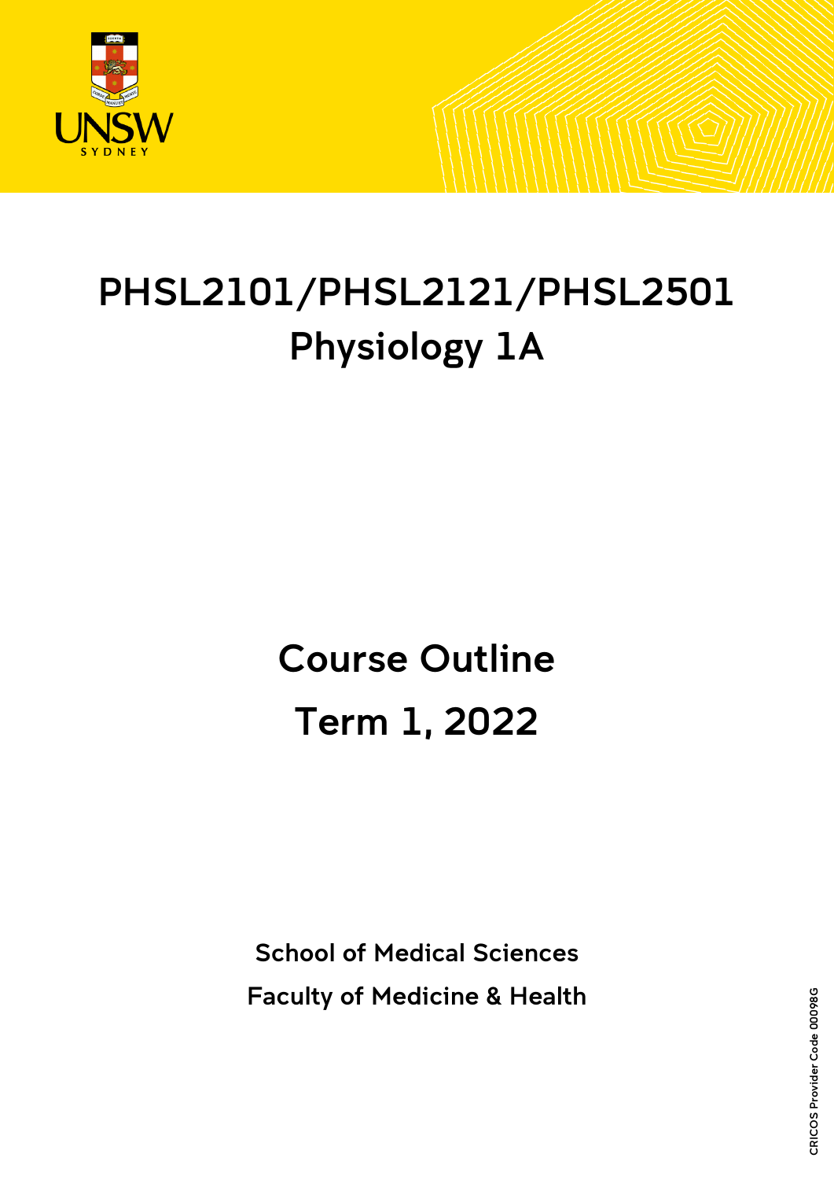# PHSL2101/PHSL2121/PHSL2501
# Physiology 1A

## Course Outline
## Term 1, 2022

**School of Medical Sciences**

**Faculty of Medicine & Health**

CRICOS Provider Code 00098G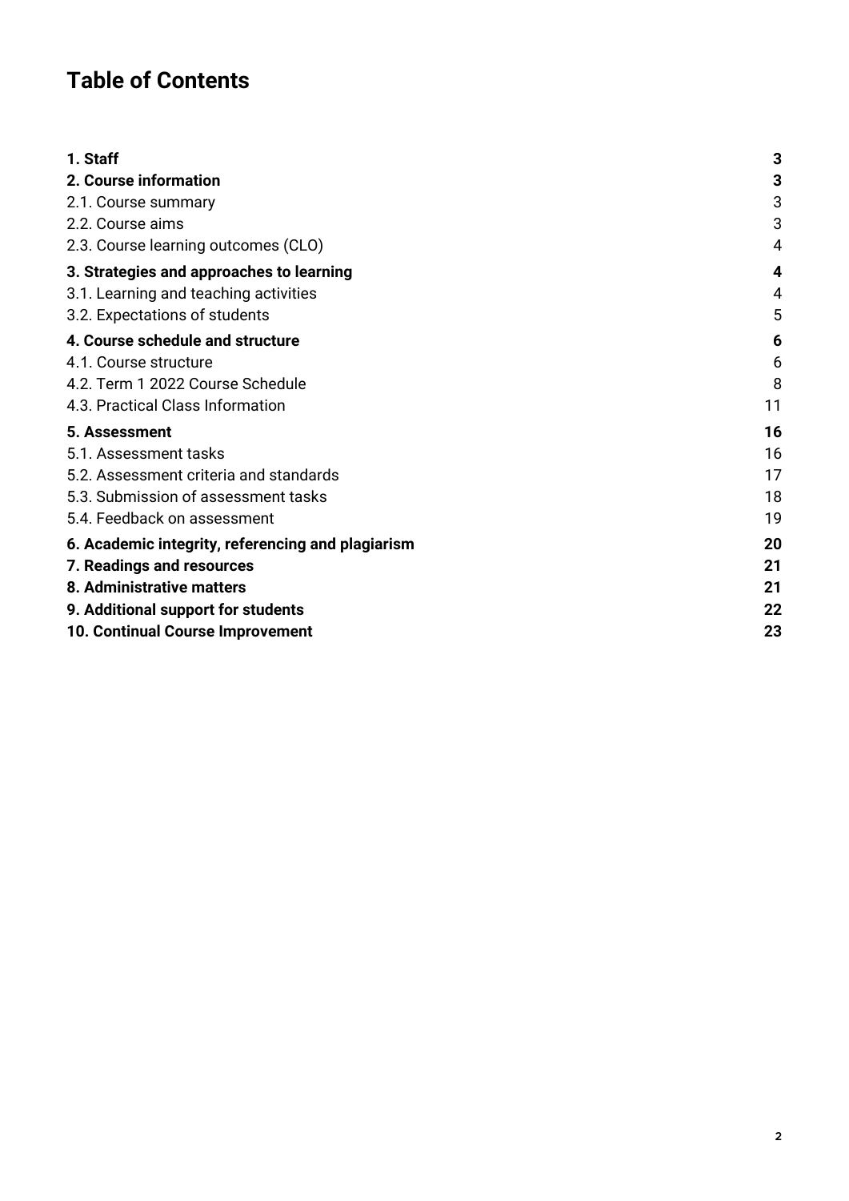# Table of Contents

| | |
|---|---|
| **1. Staff** | **3** |
| **2. Course information** | **3** |
| 2.1. Course summary | 3 |
| 2.2. Course aims | 3 |
| 2.3. Course learning outcomes (CLO) | 4 |
| **3. Strategies and approaches to learning** | **4** |
| 3.1. Learning and teaching activities | 4 |
| 3.2. Expectations of students | 5 |
| **4. Course schedule and structure** | **6** |
| 4.1. Course structure | 6 |
| 4.2. Term 1 2022 Course Schedule | 8 |
| 4.3. Practical Class Information | 11 |
| **5. Assessment** | **16** |
| 5.1. Assessment tasks | 16 |
| 5.2. Assessment criteria and standards | 17 |
| 5.3. Submission of assessment tasks | 18 |
| 5.4. Feedback on assessment | 19 |
| **6. Academic integrity, referencing and plagiarism** | **20** |
| **7. Readings and resources** | **21** |
| **8. Administrative matters** | **21** |
| **9. Additional support for students** | **22** |
| **10. Continual Course Improvement** | **23** |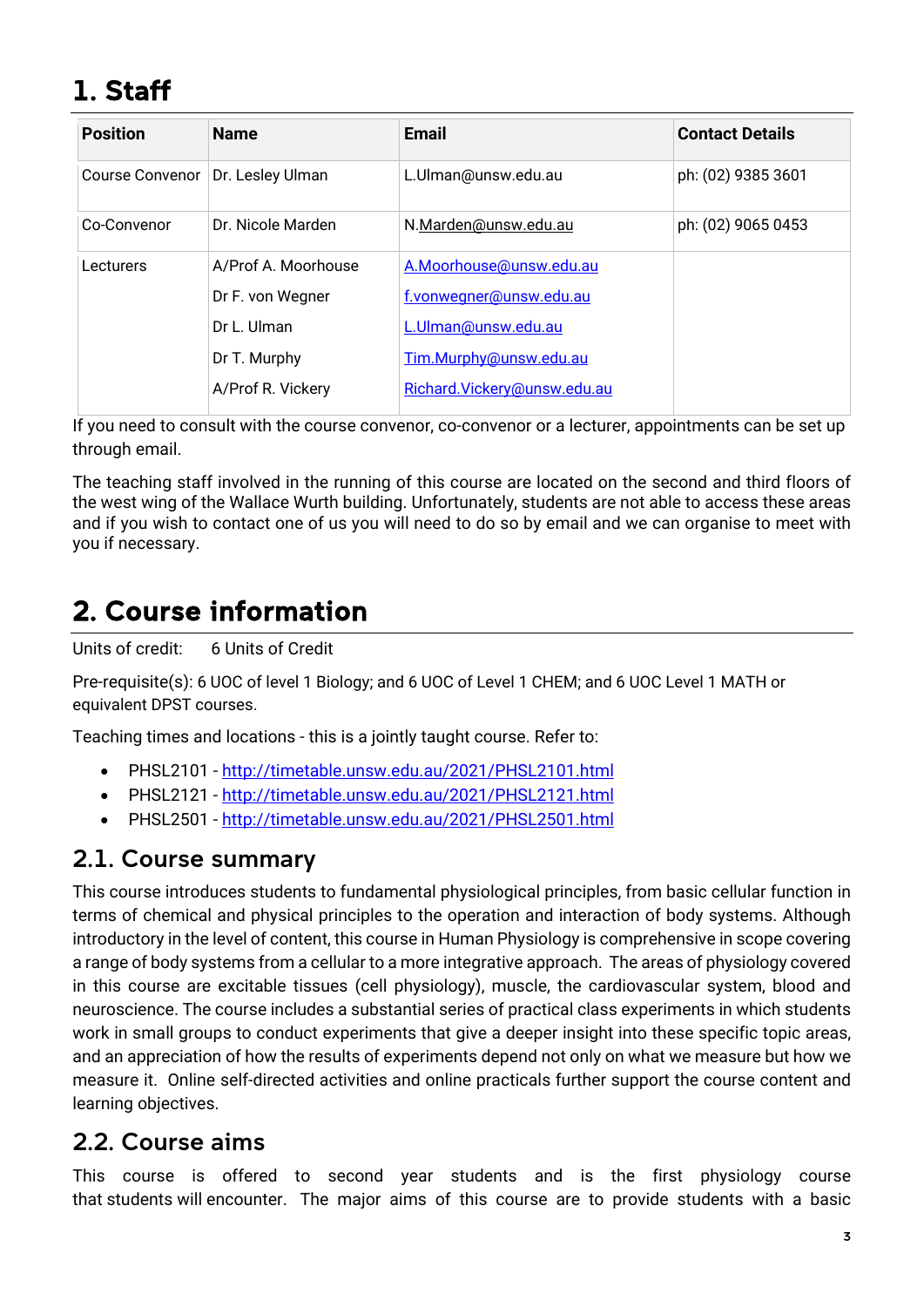# 1. Staff

| Position | Name | Email | Contact Details |
|---|---|---|---|
| Course Convenor | Dr. Lesley Ulman | L.Ulman@unsw.edu.au | ph: (02) 9385 3601 |
| Co-Convenor | Dr. Nicole Marden | N.Marden@unsw.edu.au | ph: (02) 9065 0453 |
| Lecturers | A/Prof A. Moorhouse<br>Dr F. von Wegner<br>Dr L. Ulman<br>Dr T. Murphy<br>A/Prof R. Vickery | A.Moorhouse@unsw.edu.au<br>f.vonwegner@unsw.edu.au<br>L.Ulman@unsw.edu.au<br>Tim.Murphy@unsw.edu.au<br>Richard.Vickery@unsw.edu.au | |

If you need to consult with the course convenor, co-convenor or a lecturer, appointments can be set up through email.

The teaching staff involved in the running of this course are located on the second and third floors of the west wing of the Wallace Wurth building. Unfortunately, students are not able to access these areas and if you wish to contact one of us you will need to do so by email and we can organise to meet with you if necessary.

# 2. Course information

Units of credit: 6 Units of Credit

Pre-requisite(s): 6 UOC of level 1 Biology; and 6 UOC of Level 1 CHEM; and 6 UOC Level 1 MATH or equivalent DPST courses.

Teaching times and locations - this is a jointly taught course. Refer to:

- PHSL2101 - http://timetable.unsw.edu.au/2021/PHSL2101.html
- PHSL2121 - http://timetable.unsw.edu.au/2021/PHSL2121.html
- PHSL2501 - http://timetable.unsw.edu.au/2021/PHSL2501.html

## 2.1. Course summary

This course introduces students to fundamental physiological principles, from basic cellular function in terms of chemical and physical principles to the operation and interaction of body systems. Although introductory in the level of content, this course in Human Physiology is comprehensive in scope covering a range of body systems from a cellular to a more integrative approach. The areas of physiology covered in this course are excitable tissues (cell physiology), muscle, the cardiovascular system, blood and neuroscience. The course includes a substantial series of practical class experiments in which students work in small groups to conduct experiments that give a deeper insight into these specific topic areas, and an appreciation of how the results of experiments depend not only on what we measure but how we measure it. Online self-directed activities and online practicals further support the course content and learning objectives.

## 2.2. Course aims

This course is offered to second year students and is the first physiology course that students will encounter. The major aims of this course are to provide students with a basic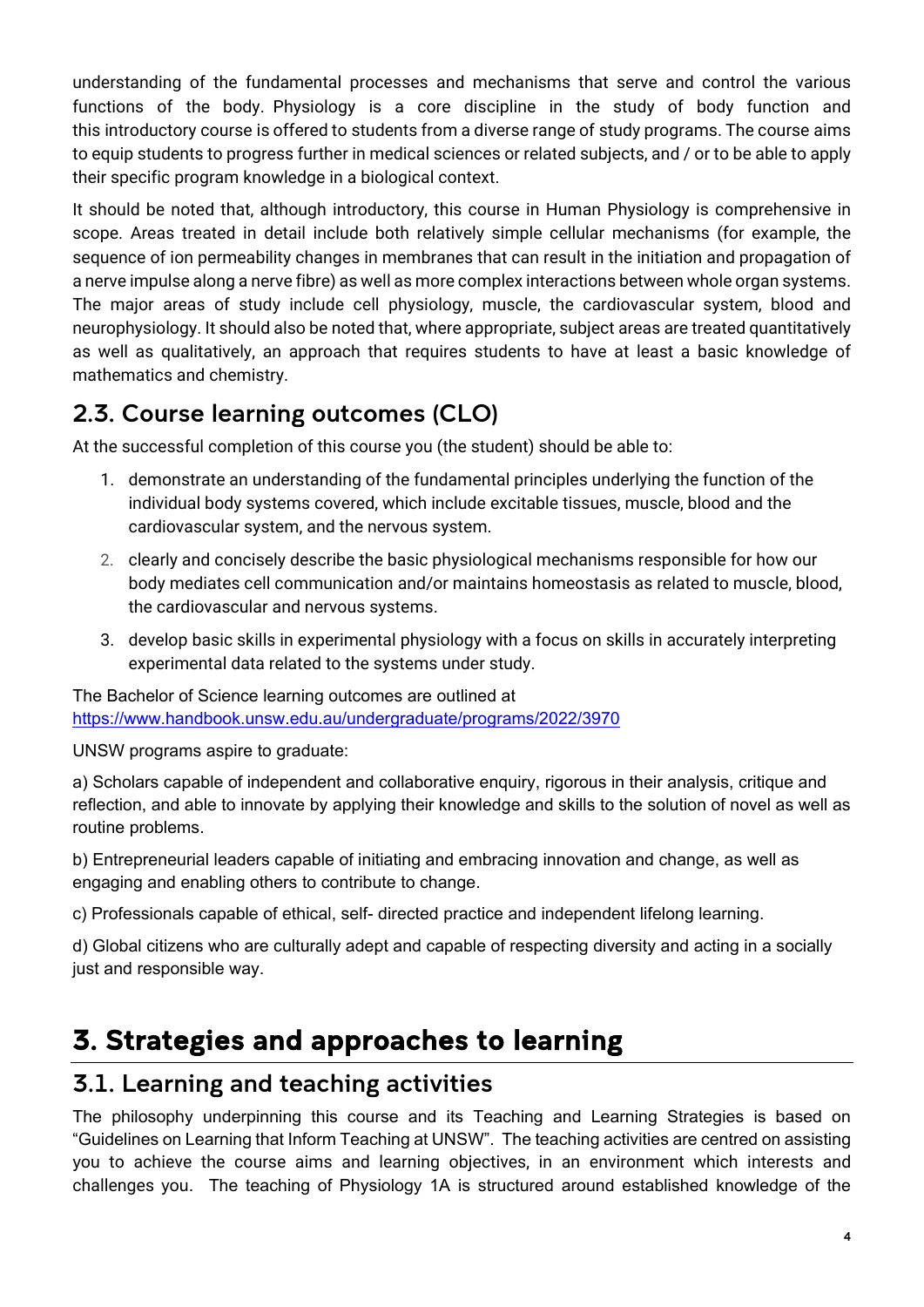understanding of the fundamental processes and mechanisms that serve and control the various functions of the body. Physiology is a core discipline in the study of body function and this introductory course is offered to students from a diverse range of study programs. The course aims to equip students to progress further in medical sciences or related subjects, and / or to be able to apply their specific program knowledge in a biological context.

It should be noted that, although introductory, this course in Human Physiology is comprehensive in scope. Areas treated in detail include both relatively simple cellular mechanisms (for example, the sequence of ion permeability changes in membranes that can result in the initiation and propagation of a nerve impulse along a nerve fibre) as well as more complex interactions between whole organ systems. The major areas of study include cell physiology, muscle, the cardiovascular system, blood and neurophysiology. It should also be noted that, where appropriate, subject areas are treated quantitatively as well as qualitatively, an approach that requires students to have at least a basic knowledge of mathematics and chemistry.

## 2.3. Course learning outcomes (CLO)

At the successful completion of this course you (the student) should be able to:

1. demonstrate an understanding of the fundamental principles underlying the function of the individual body systems covered, which include excitable tissues, muscle, blood and the cardiovascular system, and the nervous system.
2. clearly and concisely describe the basic physiological mechanisms responsible for how our body mediates cell communication and/or maintains homeostasis as related to muscle, blood, the cardiovascular and nervous systems.
3. develop basic skills in experimental physiology with a focus on skills in accurately interpreting experimental data related to the systems under study.

The Bachelor of Science learning outcomes are outlined at https://www.handbook.unsw.edu.au/undergraduate/programs/2022/3970

UNSW programs aspire to graduate:

a) Scholars capable of independent and collaborative enquiry, rigorous in their analysis, critique and reflection, and able to innovate by applying their knowledge and skills to the solution of novel as well as routine problems.

b) Entrepreneurial leaders capable of initiating and embracing innovation and change, as well as engaging and enabling others to contribute to change.

c) Professionals capable of ethical, self- directed practice and independent lifelong learning.

d) Global citizens who are culturally adept and capable of respecting diversity and acting in a socially just and responsible way.

# 3. Strategies and approaches to learning

## 3.1. Learning and teaching activities

The philosophy underpinning this course and its Teaching and Learning Strategies is based on "Guidelines on Learning that Inform Teaching at UNSW". The teaching activities are centred on assisting you to achieve the course aims and learning objectives, in an environment which interests and challenges you. The teaching of Physiology 1A is structured around established knowledge of the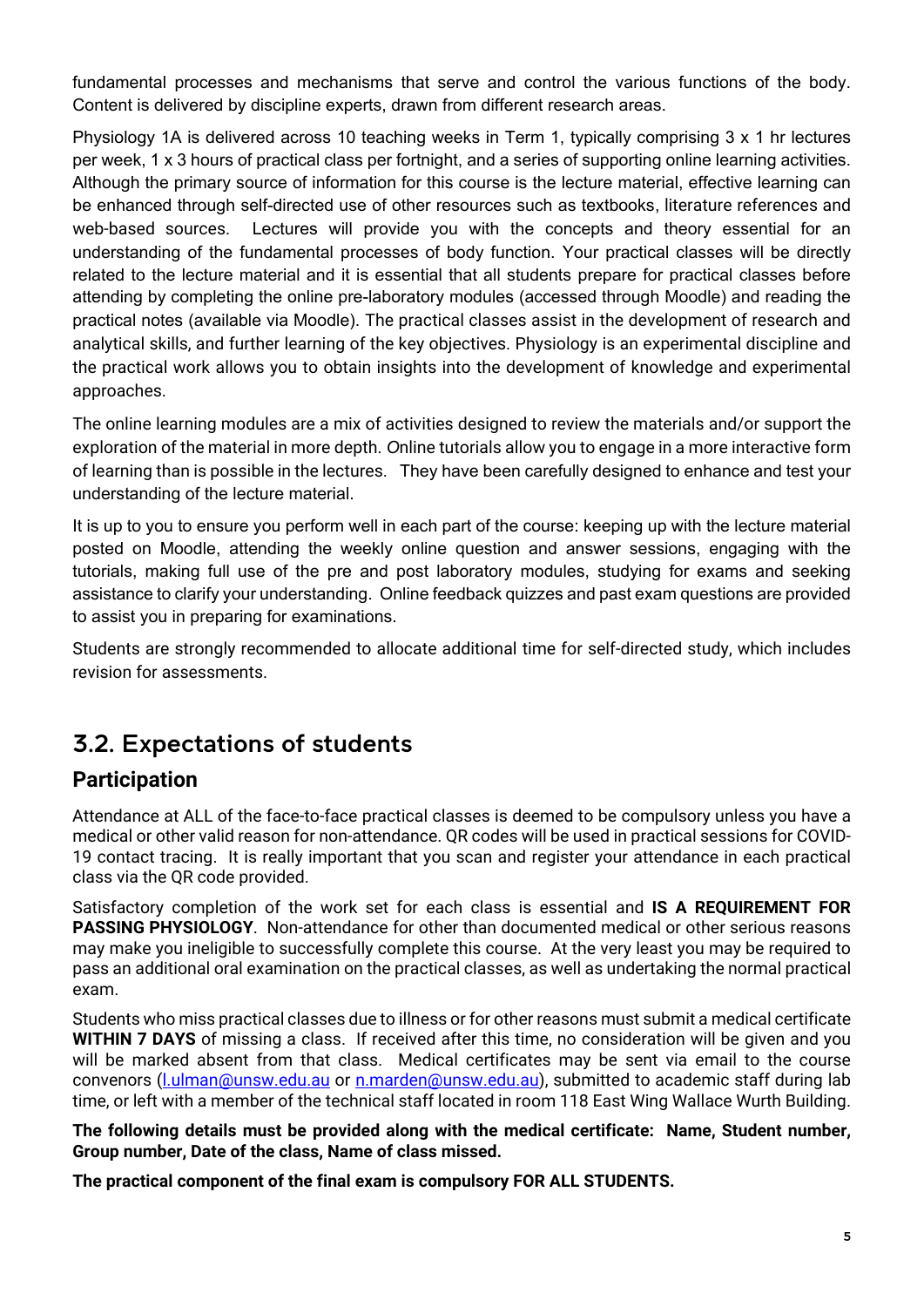fundamental processes and mechanisms that serve and control the various functions of the body. Content is delivered by discipline experts, drawn from different research areas.

Physiology 1A is delivered across 10 teaching weeks in Term 1, typically comprising 3 x 1 hr lectures per week, 1 x 3 hours of practical class per fortnight, and a series of supporting online learning activities. Although the primary source of information for this course is the lecture material, effective learning can be enhanced through self-directed use of other resources such as textbooks, literature references and web-based sources. Lectures will provide you with the concepts and theory essential for an understanding of the fundamental processes of body function. Your practical classes will be directly related to the lecture material and it is essential that all students prepare for practical classes before attending by completing the online pre-laboratory modules (accessed through Moodle) and reading the practical notes (available via Moodle). The practical classes assist in the development of research and analytical skills, and further learning of the key objectives. Physiology is an experimental discipline and the practical work allows you to obtain insights into the development of knowledge and experimental approaches.

The online learning modules are a mix of activities designed to review the materials and/or support the exploration of the material in more depth. *O*nline tutorials allow you to engage in a more interactive form of learning than is possible in the lectures. They have been carefully designed to enhance and test your understanding of the lecture material.

It is up to you to ensure you perform well in each part of the course: keeping up with the lecture material posted on Moodle, attending the weekly online question and answer sessions, engaging with the tutorials, making full use of the pre and post laboratory modules, studying for exams and seeking assistance to clarify your understanding. Online feedback quizzes and past exam questions are provided to assist you in preparing for examinations.

Students are strongly recommended to allocate additional time for self-directed study, which includes revision for assessments.

## 3.2. Expectations of students

### Participation

Attendance at ALL of the face-to-face practical classes is deemed to be compulsory unless you have a medical or other valid reason for non-attendance. QR codes will be used in practical sessions for COVID-19 contact tracing. It is really important that you scan and register your attendance in each practical class via the QR code provided.

Satisfactory completion of the work set for each class is essential and **IS A REQUIREMENT FOR PASSING PHYSIOLOGY**. Non-attendance for other than documented medical or other serious reasons may make you ineligible to successfully complete this course. At the very least you may be required to pass an additional oral examination on the practical classes, as well as undertaking the normal practical exam.

Students who miss practical classes due to illness or for other reasons must submit a medical certificate **WITHIN 7 DAYS** of missing a class. If received after this time, no consideration will be given and you will be marked absent from that class. Medical certificates may be sent via email to the course convenors (l.ulman@unsw.edu.au or n.marden@unsw.edu.au), submitted to academic staff during lab time, or left with a member of the technical staff located in room 118 East Wing Wallace Wurth Building.

**The following details must be provided along with the medical certificate: Name, Student number, Group number, Date of the class, Name of class missed.**

**The practical component of the final exam is compulsory FOR ALL STUDENTS.**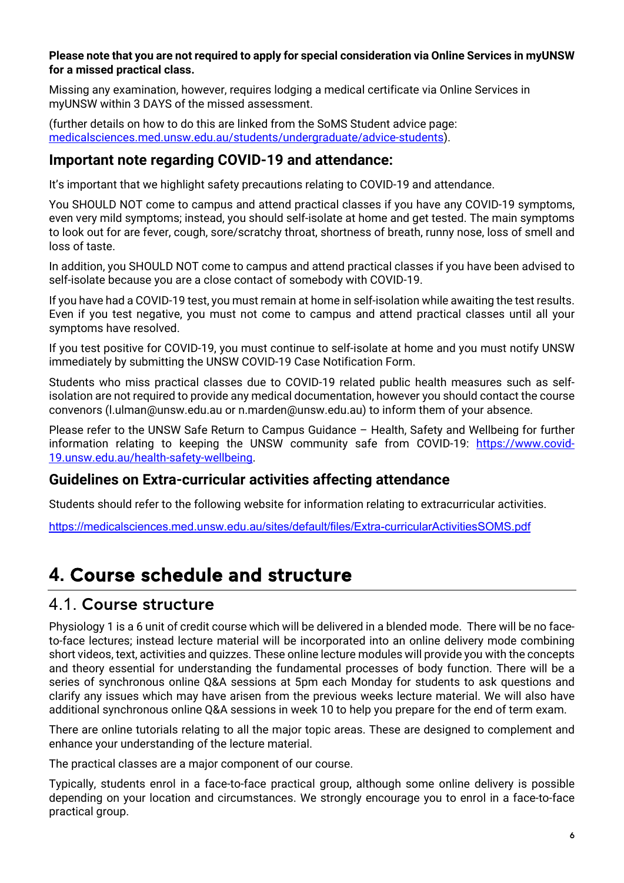**Please note that you are not required to apply for special consideration via Online Services in myUNSW for a missed practical class.**

Missing any examination, however, requires lodging a medical certificate via Online Services in myUNSW within 3 DAYS of the missed assessment.

(further details on how to do this are linked from the SoMS Student advice page: medicalsciences.med.unsw.edu.au/students/undergraduate/advice-students).

### Important note regarding COVID-19 and attendance:

It's important that we highlight safety precautions relating to COVID-19 and attendance.

You SHOULD NOT come to campus and attend practical classes if you have any COVID-19 symptoms, even very mild symptoms; instead, you should self-isolate at home and get tested. The main symptoms to look out for are fever, cough, sore/scratchy throat, shortness of breath, runny nose, loss of smell and loss of taste.

In addition, you SHOULD NOT come to campus and attend practical classes if you have been advised to self-isolate because you are a close contact of somebody with COVID-19.

If you have had a COVID-19 test, you must remain at home in self-isolation while awaiting the test results. Even if you test negative, you must not come to campus and attend practical classes until all your symptoms have resolved.

If you test positive for COVID-19, you must continue to self-isolate at home and you must notify UNSW immediately by submitting the UNSW COVID-19 Case Notification Form.

Students who miss practical classes due to COVID-19 related public health measures such as self-isolation are not required to provide any medical documentation, however you should contact the course convenors (l.ulman@unsw.edu.au or n.marden@unsw.edu.au) to inform them of your absence.

Please refer to the UNSW Safe Return to Campus Guidance – Health, Safety and Wellbeing for further information relating to keeping the UNSW community safe from COVID-19: https://www.covid-19.unsw.edu.au/health-safety-wellbeing.

### Guidelines on Extra-curricular activities affecting attendance

Students should refer to the following website for information relating to extracurricular activities.

https://medicalsciences.med.unsw.edu.au/sites/default/files/Extra-curricularActivitiesSOMS.pdf

# 4. Course schedule and structure

## 4.1. Course structure

Physiology 1 is a 6 unit of credit course which will be delivered in a blended mode. There will be no face-to-face lectures; instead lecture material will be incorporated into an online delivery mode combining short videos, text, activities and quizzes. These online lecture modules will provide you with the concepts and theory essential for understanding the fundamental processes of body function. There will be a series of synchronous online Q&A sessions at 5pm each Monday for students to ask questions and clarify any issues which may have arisen from the previous weeks lecture material. We will also have additional synchronous online Q&A sessions in week 10 to help you prepare for the end of term exam.

There are online tutorials relating to all the major topic areas. These are designed to complement and enhance your understanding of the lecture material.

The practical classes are a major component of our course.

Typically, students enrol in a face-to-face practical group, although some online delivery is possible depending on your location and circumstances. We strongly encourage you to enrol in a face-to-face practical group.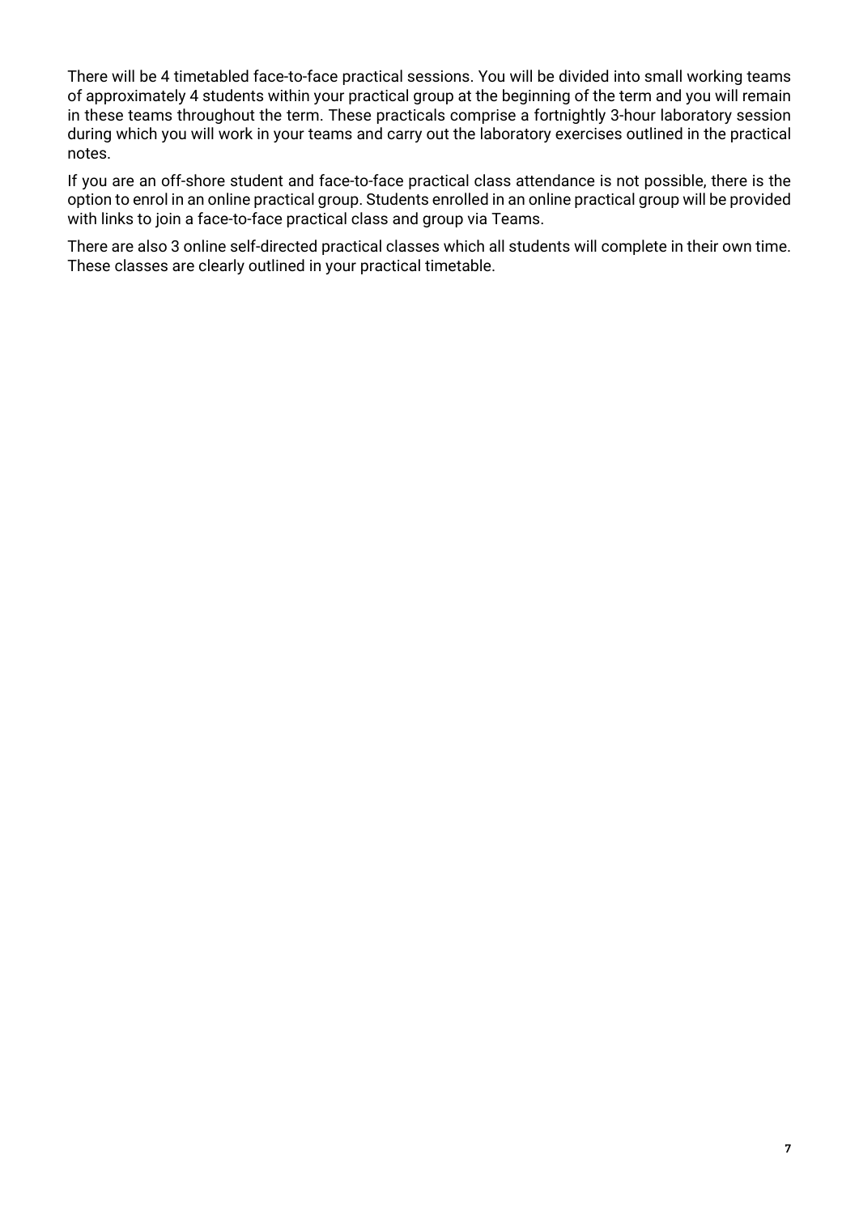There will be 4 timetabled face-to-face practical sessions. You will be divided into small working teams of approximately 4 students within your practical group at the beginning of the term and you will remain in these teams throughout the term. These practicals comprise a fortnightly 3-hour laboratory session during which you will work in your teams and carry out the laboratory exercises outlined in the practical notes.

If you are an off-shore student and face-to-face practical class attendance is not possible, there is the option to enrol in an online practical group. Students enrolled in an online practical group will be provided with links to join a face-to-face practical class and group via Teams.

There are also 3 online self-directed practical classes which all students will complete in their own time. These classes are clearly outlined in your practical timetable.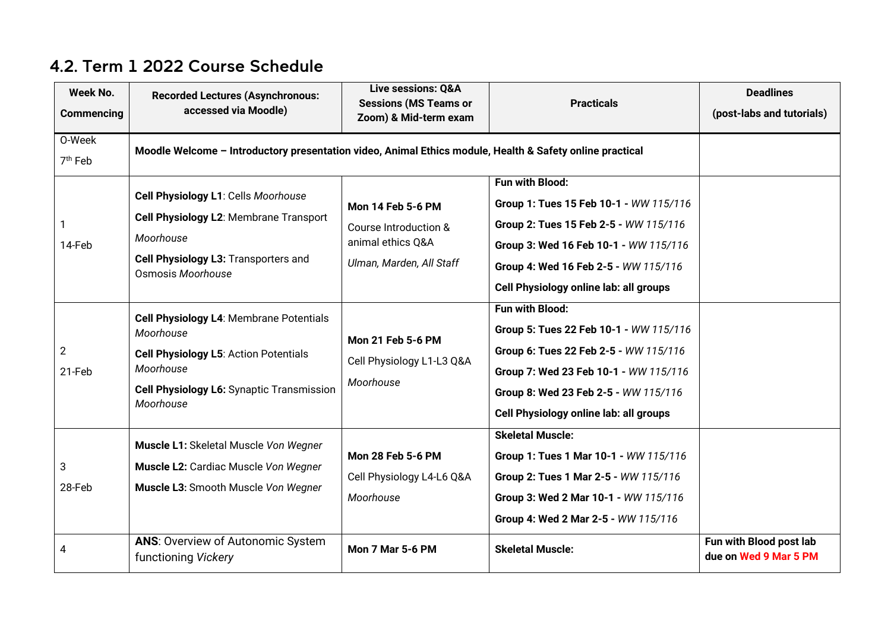## 4.2. Term 1 2022 Course Schedule

| Week No. Commencing | Recorded Lectures (Asynchronous: accessed via Moodle) | Live sessions: Q&A Sessions (MS Teams or Zoom) & Mid-term exam | Practicals | Deadlines (post-labs and tutorials) |
|---|---|---|---|---|
| O-Week 7th Feb | **Moodle Welcome – Introductory presentation video, Animal Ethics module, Health & Safety online practical** | | | |
| 1 14-Feb | **Cell Physiology L1**: Cells *Moorhouse*<br>**Cell Physiology L2**: Membrane Transport *Moorhouse*<br>**Cell Physiology L3:** Transporters and Osmosis *Moorhouse* | **Mon 14 Feb 5-6 PM**<br>Course Introduction & animal ethics Q&A<br>*Ulman, Marden, All Staff* | **Fun with Blood:**<br>**Group 1: Tues 15 Feb 10-1 -** *WW 115/116*<br>**Group 2: Tues 15 Feb 2-5 -** *WW 115/116*<br>**Group 3: Wed 16 Feb 10-1 -** *WW 115/116*<br>**Group 4: Wed 16 Feb 2-5 -** *WW 115/116*<br>**Cell Physiology online lab: all groups** | |
| 2 21-Feb | **Cell Physiology L4**: Membrane Potentials *Moorhouse*<br>**Cell Physiology L5**: Action Potentials *Moorhouse*<br>**Cell Physiology L6:** Synaptic Transmission *Moorhouse* | **Mon 21 Feb 5-6 PM**<br>Cell Physiology L1-L3 Q&A<br>*Moorhouse* | **Fun with Blood:**<br>**Group 5: Tues 22 Feb 10-1 -** *WW 115/116*<br>**Group 6: Tues 22 Feb 2-5 -** *WW 115/116*<br>**Group 7: Wed 23 Feb 10-1 -** *WW 115/116*<br>**Group 8: Wed 23 Feb 2-5 -** *WW 115/116*<br>**Cell Physiology online lab: all groups** | |
| 3 28-Feb | **Muscle L1:** Skeletal Muscle *Von Wegner*<br>**Muscle L2:** Cardiac Muscle *Von Wegner*<br>**Muscle L3:** Smooth Muscle *Von Wegner* | **Mon 28 Feb 5-6 PM**<br>Cell Physiology L4-L6 Q&A<br>*Moorhouse* | **Skeletal Muscle:**<br>**Group 1: Tues 1 Mar 10-1 -** *WW 115/116*<br>**Group 2: Tues 1 Mar 2-5 -** *WW 115/116*<br>**Group 3: Wed 2 Mar 10-1 -** *WW 115/116*<br>**Group 4: Wed 2 Mar 2-5 -** *WW 115/116* | |
| 4 | **ANS**: Overview of Autonomic System functioning *Vickery* | **Mon 7 Mar 5-6 PM** | **Skeletal Muscle:** | **Fun with Blood post lab due on Wed 9 Mar 5 PM** |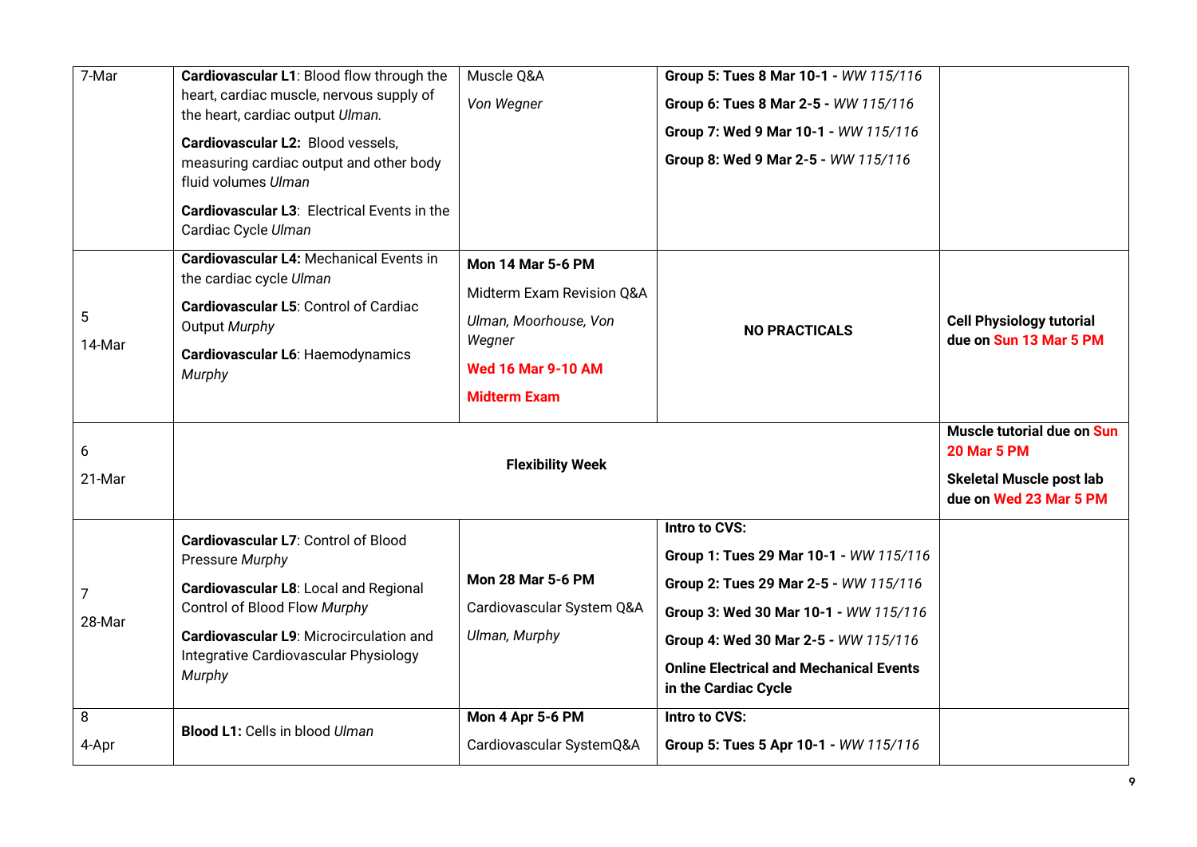| 7-Mar | **Cardiovascular L1**: Blood flow through the heart, cardiac muscle, nervous supply of the heart, cardiac output *Ulman.*<br>**Cardiovascular L2:** Blood vessels, measuring cardiac output and other body fluid volumes *Ulman*<br>**Cardiovascular L3**: Electrical Events in the Cardiac Cycle *Ulman* | Muscle Q&A<br>*Von Wegner* | **Group 5: Tues 8 Mar 10-1** - *WW 115/116*<br>**Group 6: Tues 8 Mar 2-5** - *WW 115/116*<br>**Group 7: Wed 9 Mar 10-1** - *WW 115/116*<br>**Group 8: Wed 9 Mar 2-5** - *WW 115/116* | |
|---|---|---|---|---|
| 5<br>14-Mar | **Cardiovascular L4:** Mechanical Events in the cardiac cycle *Ulman*<br>**Cardiovascular L5**: Control of Cardiac Output *Murphy*<br>**Cardiovascular L6**: Haemodynamics *Murphy* | **Mon 14 Mar 5-6 PM**<br>Midterm Exam Revision Q&A<br>*Ulman, Moorhouse, Von Wegner*<br>**Wed 16 Mar 9-10 AM**<br>**Midterm Exam** | **NO PRACTICALS** | **Cell Physiology tutorial due on Sun 13 Mar 5 PM** |
| 6<br>21-Mar | **Flexibility Week** | | | **Muscle tutorial due on Sun 20 Mar 5 PM**<br>**Skeletal Muscle post lab due on Wed 23 Mar 5 PM** |
| 7<br>28-Mar | **Cardiovascular L7**: Control of Blood Pressure *Murphy*<br>**Cardiovascular L8**: Local and Regional Control of Blood Flow *Murphy*<br>**Cardiovascular L9**: Microcirculation and Integrative Cardiovascular Physiology *Murphy* | **Mon 28 Mar 5-6 PM**<br>Cardiovascular System Q&A<br>*Ulman, Murphy* | **Intro to CVS:**<br>**Group 1: Tues 29 Mar 10-1** - *WW 115/116*<br>**Group 2: Tues 29 Mar 2-5** - *WW 115/116*<br>**Group 3: Wed 30 Mar 10-1** - *WW 115/116*<br>**Group 4: Wed 30 Mar 2-5** - *WW 115/116*<br>**Online Electrical and Mechanical Events in the Cardiac Cycle** | |
| 8<br>4-Apr | **Blood L1:** Cells in blood *Ulman* | **Mon 4 Apr 5-6 PM**<br>Cardiovascular SystemQ&A | **Intro to CVS:**<br>**Group 5: Tues 5 Apr 10-1** - *WW 115/116* | |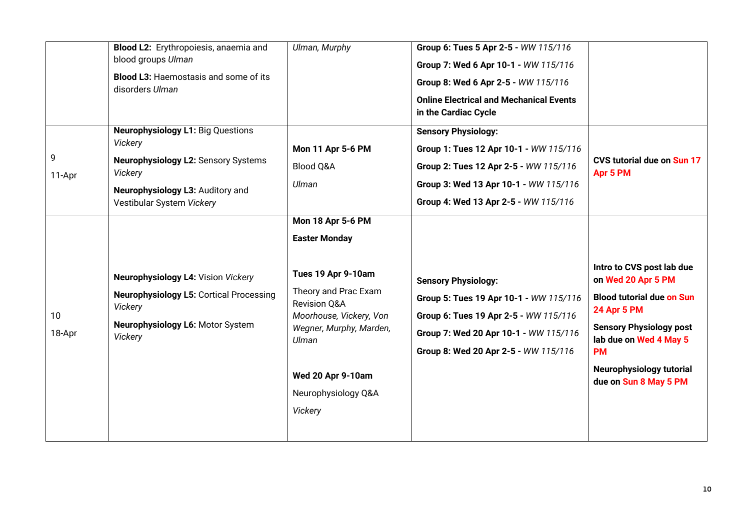| | | | | |
|---|---|---|---|---|
| | **Blood L2:** Erythropoiesis, anaemia and blood groups *Ulman*<br>**Blood L3:** Haemostasis and some of its disorders *Ulman* | *Ulman, Murphy* | **Group 6: Tues 5 Apr 2-5** - *WW 115/116*<br>**Group 7: Wed 6 Apr 10-1** - *WW 115/116*<br>**Group 8: Wed 6 Apr 2-5** - *WW 115/116*<br>**Online Electrical and Mechanical Events in the Cardiac Cycle** | |
| 9<br>11-Apr | **Neurophysiology L1:** Big Questions *Vickery*<br>**Neurophysiology L2:** Sensory Systems *Vickery*<br>**Neurophysiology L3:** Auditory and Vestibular System *Vickery* | **Mon 11 Apr 5-6 PM**<br>Blood Q&A<br>*Ulman* | **Sensory Physiology:**<br>**Group 1: Tues 12 Apr 10-1** - *WW 115/116*<br>**Group 2: Tues 12 Apr 2-5** - *WW 115/116*<br>**Group 3: Wed 13 Apr 10-1** - *WW 115/116*<br>**Group 4: Wed 13 Apr 2-5** - *WW 115/116* | **CVS tutorial due on Sun 17 Apr 5 PM** |
| 10<br>18-Apr | **Neurophysiology L4:** Vision *Vickery*<br>**Neurophysiology L5:** Cortical Processing *Vickery*<br>**Neurophysiology L6:** Motor System *Vickery* | **Mon 18 Apr 5-6 PM**<br>**Easter Monday**<br><br>**Tues 19 Apr 9-10am**<br>Theory and Prac Exam Revision Q&A<br>*Moorhouse, Vickery, Von Wegner, Murphy, Marden, Ulman*<br><br>**Wed 20 Apr 9-10am**<br>Neurophysiology Q&A<br>*Vickery* | **Sensory Physiology:**<br>**Group 5: Tues 19 Apr 10-1** - *WW 115/116*<br>**Group 6: Tues 19 Apr 2-5** - *WW 115/116*<br>**Group 7: Wed 20 Apr 10-1** - *WW 115/116*<br>**Group 8: Wed 20 Apr 2-5** - *WW 115/116* | **Intro to CVS post lab due on Wed 20 Apr 5 PM**<br>**Blood tutorial due on Sun 24 Apr 5 PM**<br>**Sensory Physiology post lab due on Wed 4 May 5 PM**<br>**Neurophysiology tutorial due on Sun 8 May 5 PM** |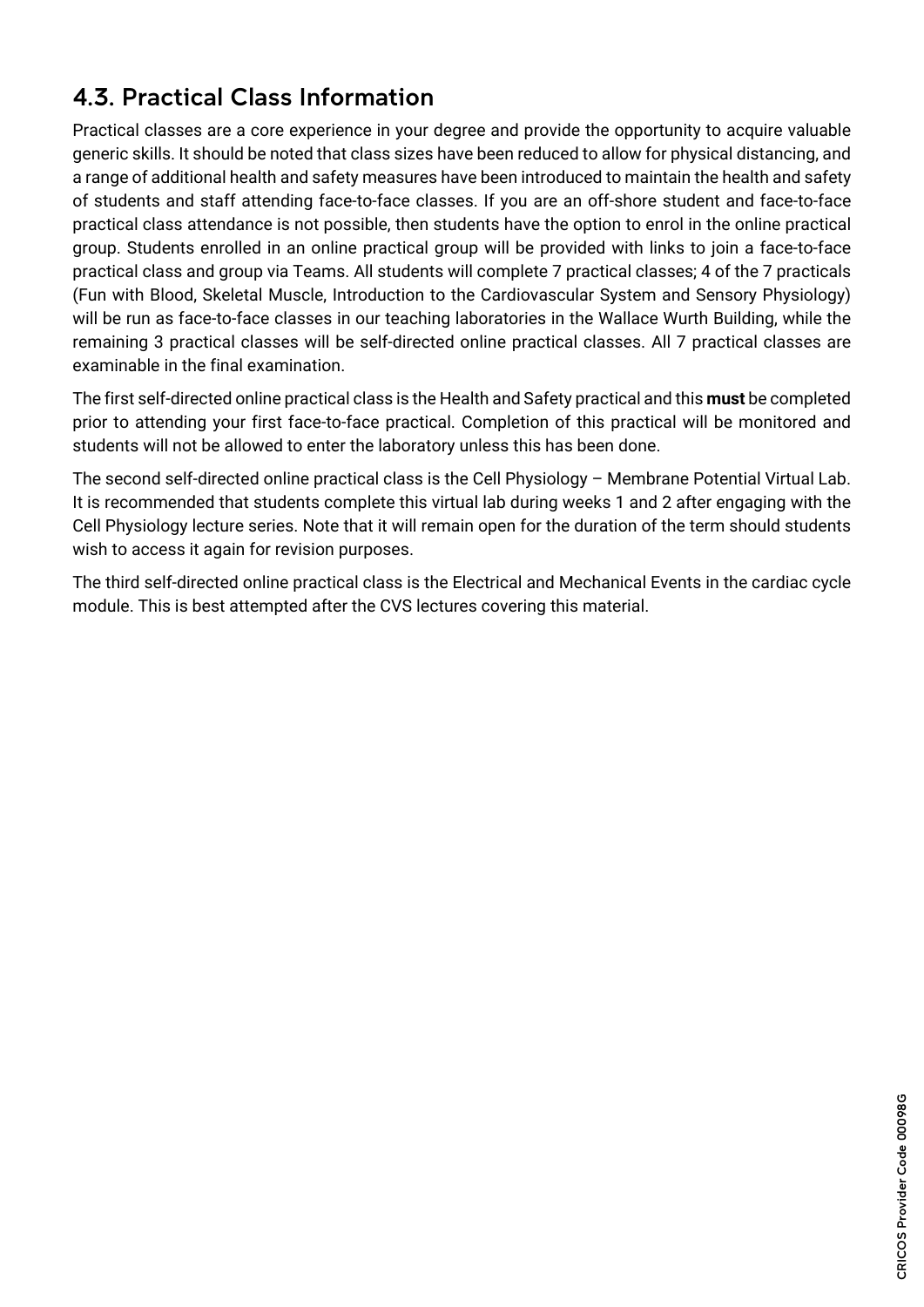## 4.3. Practical Class Information

Practical classes are a core experience in your degree and provide the opportunity to acquire valuable generic skills. It should be noted that class sizes have been reduced to allow for physical distancing, and a range of additional health and safety measures have been introduced to maintain the health and safety of students and staff attending face-to-face classes. If you are an off-shore student and face-to-face practical class attendance is not possible, then students have the option to enrol in the online practical group. Students enrolled in an online practical group will be provided with links to join a face-to-face practical class and group via Teams. All students will complete 7 practical classes; 4 of the 7 practicals (Fun with Blood, Skeletal Muscle, Introduction to the Cardiovascular System and Sensory Physiology) will be run as face-to-face classes in our teaching laboratories in the Wallace Wurth Building, while the remaining 3 practical classes will be self-directed online practical classes. All 7 practical classes are examinable in the final examination.

The first self-directed online practical class is the Health and Safety practical and this **must** be completed prior to attending your first face-to-face practical. Completion of this practical will be monitored and students will not be allowed to enter the laboratory unless this has been done.

The second self-directed online practical class is the Cell Physiology – Membrane Potential Virtual Lab. It is recommended that students complete this virtual lab during weeks 1 and 2 after engaging with the Cell Physiology lecture series. Note that it will remain open for the duration of the term should students wish to access it again for revision purposes.

The third self-directed online practical class is the Electrical and Mechanical Events in the cardiac cycle module. This is best attempted after the CVS lectures covering this material.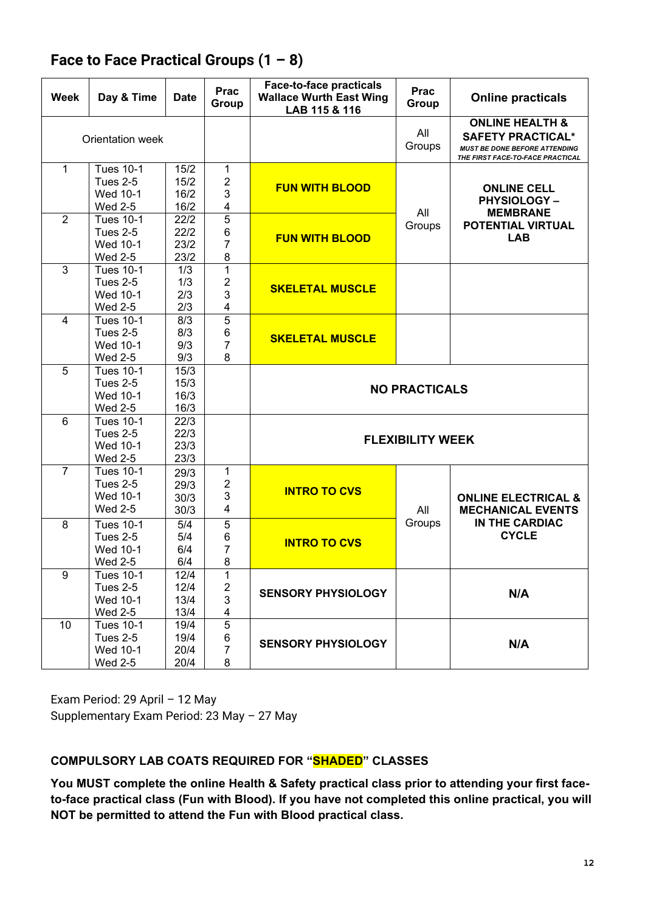## Face to Face Practical Groups (1 – 8)

| Week | Day & Time | Date | Prac Group | Face-to-face practicals Wallace Wurth East Wing LAB 115 & 116 | Prac Group | Online practicals |
|---|---|---|---|---|---|---|
| Orientation week | | | | | All Groups | **ONLINE HEALTH & SAFETY PRACTICAL*** ***MUST BE DONE BEFORE ATTENDING THE FIRST FACE-TO-FACE PRACTICAL*** |
| 1 | Tues 10-1<br>Tues 2-5<br>Wed 10-1<br>Wed 2-5 | 15/2<br>15/2<br>16/2<br>16/2 | 1<br>2<br>3<br>4 | **FUN WITH BLOOD** | All Groups | **ONLINE CELL PHYSIOLOGY – MEMBRANE POTENTIAL VIRTUAL LAB** |
| 2 | Tues 10-1<br>Tues 2-5<br>Wed 10-1<br>Wed 2-5 | 22/2<br>22/2<br>23/2<br>23/2 | 5<br>6<br>7<br>8 | **FUN WITH BLOOD** | | |
| 3 | Tues 10-1<br>Tues 2-5<br>Wed 10-1<br>Wed 2-5 | 1/3<br>1/3<br>2/3<br>2/3 | 1<br>2<br>3<br>4 | **SKELETAL MUSCLE** | | |
| 4 | Tues 10-1<br>Tues 2-5<br>Wed 10-1<br>Wed 2-5 | 8/3<br>8/3<br>9/3<br>9/3 | 5<br>6<br>7<br>8 | **SKELETAL MUSCLE** | | |
| 5 | Tues 10-1<br>Tues 2-5<br>Wed 10-1<br>Wed 2-5 | 15/3<br>15/3<br>16/3<br>16/3 | | **NO PRACTICALS** | | |
| 6 | Tues 10-1<br>Tues 2-5<br>Wed 10-1<br>Wed 2-5 | 22/3<br>22/3<br>23/3<br>23/3 | | **FLEXIBILITY WEEK** | | |
| 7 | Tues 10-1<br>Tues 2-5<br>Wed 10-1<br>Wed 2-5 | 29/3<br>29/3<br>30/3<br>30/3 | 1<br>2<br>3<br>4 | **INTRO TO CVS** | All Groups | **ONLINE ELECTRICAL & MECHANICAL EVENTS IN THE CARDIAC CYCLE** |
| 8 | Tues 10-1<br>Tues 2-5<br>Wed 10-1<br>Wed 2-5 | 5/4<br>5/4<br>6/4<br>6/4 | 5<br>6<br>7<br>8 | **INTRO TO CVS** | | |
| 9 | Tues 10-1<br>Tues 2-5<br>Wed 10-1<br>Wed 2-5 | 12/4<br>12/4<br>13/4<br>13/4 | 1<br>2<br>3<br>4 | **SENSORY PHYSIOLOGY** | | **N/A** |
| 10 | Tues 10-1<br>Tues 2-5<br>Wed 10-1<br>Wed 2-5 | 19/4<br>19/4<br>20/4<br>20/4 | 5<br>6<br>7<br>8 | **SENSORY PHYSIOLOGY** | | **N/A** |

Exam Period: 29 April – 12 May
Supplementary Exam Period: 23 May – 27 May

**COMPULSORY LAB COATS REQUIRED FOR "SHADED" CLASSES**

**You MUST complete the online Health & Safety practical class prior to attending your first face-to-face practical class (Fun with Blood). If you have not completed this online practical, you will NOT be permitted to attend the Fun with Blood practical class.**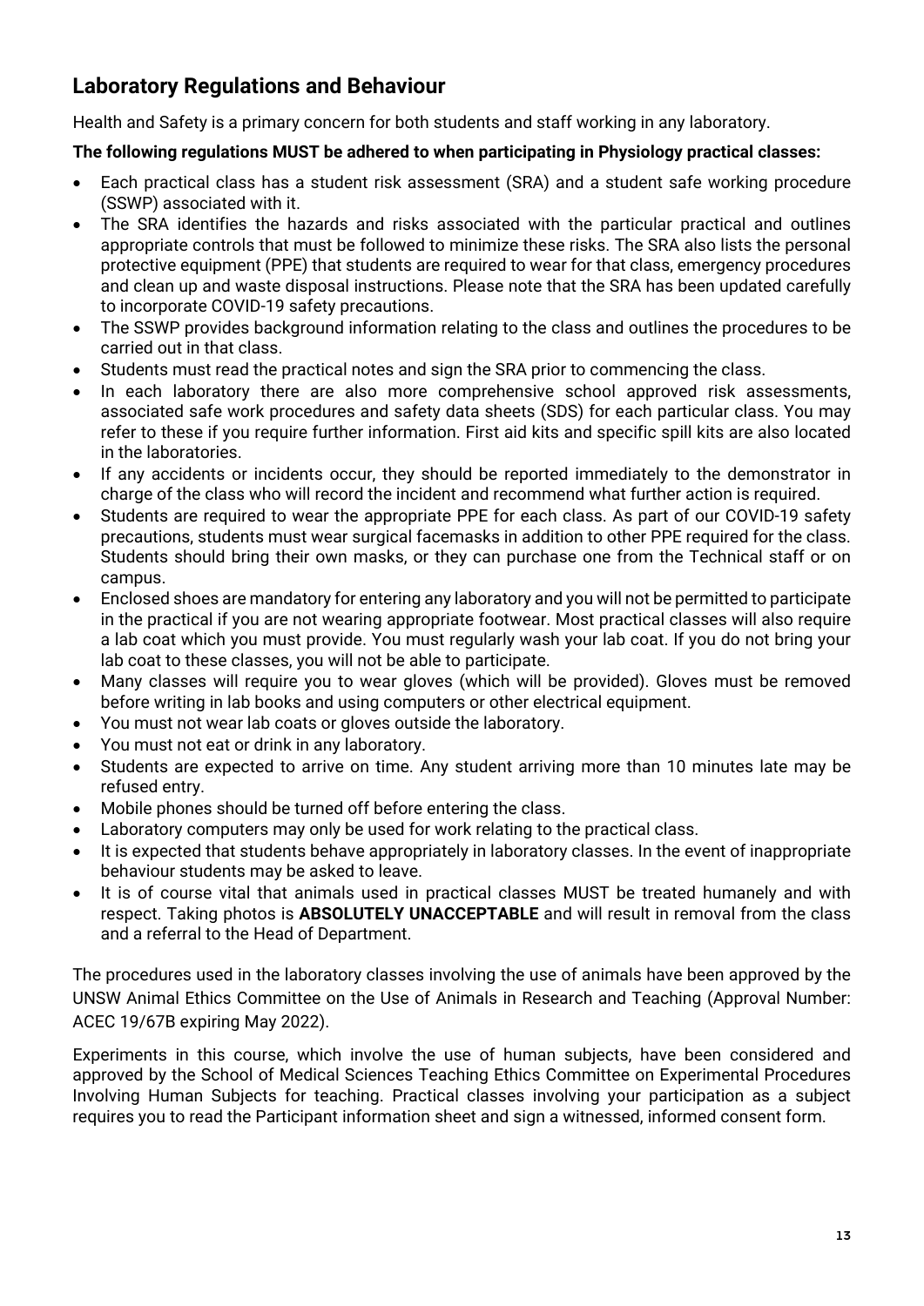## Laboratory Regulations and Behaviour

Health and Safety is a primary concern for both students and staff working in any laboratory.

**The following regulations MUST be adhered to when participating in Physiology practical classes:**

- Each practical class has a student risk assessment (SRA) and a student safe working procedure (SSWP) associated with it.
- The SRA identifies the hazards and risks associated with the particular practical and outlines appropriate controls that must be followed to minimize these risks. The SRA also lists the personal protective equipment (PPE) that students are required to wear for that class, emergency procedures and clean up and waste disposal instructions. Please note that the SRA has been updated carefully to incorporate COVID-19 safety precautions.
- The SSWP provides background information relating to the class and outlines the procedures to be carried out in that class.
- Students must read the practical notes and sign the SRA prior to commencing the class.
- In each laboratory there are also more comprehensive school approved risk assessments, associated safe work procedures and safety data sheets (SDS) for each particular class. You may refer to these if you require further information. First aid kits and specific spill kits are also located in the laboratories.
- If any accidents or incidents occur, they should be reported immediately to the demonstrator in charge of the class who will record the incident and recommend what further action is required.
- Students are required to wear the appropriate PPE for each class. As part of our COVID-19 safety precautions, students must wear surgical facemasks in addition to other PPE required for the class. Students should bring their own masks, or they can purchase one from the Technical staff or on campus.
- Enclosed shoes are mandatory for entering any laboratory and you will not be permitted to participate in the practical if you are not wearing appropriate footwear. Most practical classes will also require a lab coat which you must provide. You must regularly wash your lab coat. If you do not bring your lab coat to these classes, you will not be able to participate.
- Many classes will require you to wear gloves (which will be provided). Gloves must be removed before writing in lab books and using computers or other electrical equipment.
- You must not wear lab coats or gloves outside the laboratory.
- You must not eat or drink in any laboratory.
- Students are expected to arrive on time. Any student arriving more than 10 minutes late may be refused entry.
- Mobile phones should be turned off before entering the class.
- Laboratory computers may only be used for work relating to the practical class.
- It is expected that students behave appropriately in laboratory classes. In the event of inappropriate behaviour students may be asked to leave.
- It is of course vital that animals used in practical classes MUST be treated humanely and with respect. Taking photos is **ABSOLUTELY UNACCEPTABLE** and will result in removal from the class and a referral to the Head of Department.

The procedures used in the laboratory classes involving the use of animals have been approved by the UNSW Animal Ethics Committee on the Use of Animals in Research and Teaching (Approval Number: ACEC 19/67B expiring May 2022).

Experiments in this course, which involve the use of human subjects, have been considered and approved by the School of Medical Sciences Teaching Ethics Committee on Experimental Procedures Involving Human Subjects for teaching. Practical classes involving your participation as a subject requires you to read the Participant information sheet and sign a witnessed, informed consent form.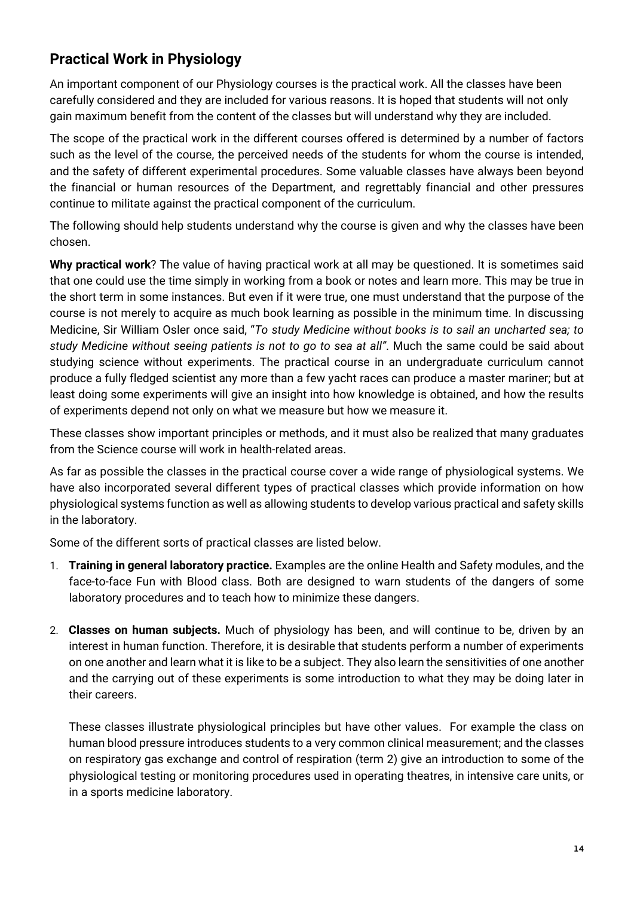## Practical Work in Physiology

An important component of our Physiology courses is the practical work. All the classes have been carefully considered and they are included for various reasons. It is hoped that students will not only gain maximum benefit from the content of the classes but will understand why they are included.

The scope of the practical work in the different courses offered is determined by a number of factors such as the level of the course, the perceived needs of the students for whom the course is intended, and the safety of different experimental procedures. Some valuable classes have always been beyond the financial or human resources of the Department, and regrettably financial and other pressures continue to militate against the practical component of the curriculum.

The following should help students understand why the course is given and why the classes have been chosen.

**Why practical work**? The value of having practical work at all may be questioned. It is sometimes said that one could use the time simply in working from a book or notes and learn more. This may be true in the short term in some instances. But even if it were true, one must understand that the purpose of the course is not merely to acquire as much book learning as possible in the minimum time. In discussing Medicine, Sir William Osler once said, "*To study Medicine without books is to sail an uncharted sea; to study Medicine without seeing patients is not to go to sea at all"*. Much the same could be said about studying science without experiments. The practical course in an undergraduate curriculum cannot produce a fully fledged scientist any more than a few yacht races can produce a master mariner; but at least doing some experiments will give an insight into how knowledge is obtained, and how the results of experiments depend not only on what we measure but how we measure it.

These classes show important principles or methods, and it must also be realized that many graduates from the Science course will work in health-related areas.

As far as possible the classes in the practical course cover a wide range of physiological systems. We have also incorporated several different types of practical classes which provide information on how physiological systems function as well as allowing students to develop various practical and safety skills in the laboratory.

Some of the different sorts of practical classes are listed below.

1. **Training in general laboratory practice.** Examples are the online Health and Safety modules, and the face-to-face Fun with Blood class. Both are designed to warn students of the dangers of some laboratory procedures and to teach how to minimize these dangers.

2. **Classes on human subjects.** Much of physiology has been, and will continue to be, driven by an interest in human function. Therefore, it is desirable that students perform a number of experiments on one another and learn what it is like to be a subject. They also learn the sensitivities of one another and the carrying out of these experiments is some introduction to what they may be doing later in their careers.

   These classes illustrate physiological principles but have other values. For example the class on human blood pressure introduces students to a very common clinical measurement; and the classes on respiratory gas exchange and control of respiration (term 2) give an introduction to some of the physiological testing or monitoring procedures used in operating theatres, in intensive care units, or in a sports medicine laboratory.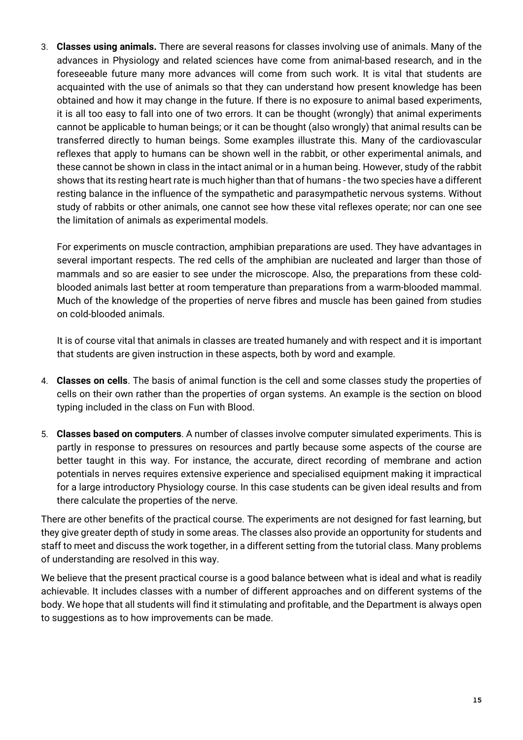3. **Classes using animals.** There are several reasons for classes involving use of animals. Many of the advances in Physiology and related sciences have come from animal-based research, and in the foreseeable future many more advances will come from such work. It is vital that students are acquainted with the use of animals so that they can understand how present knowledge has been obtained and how it may change in the future. If there is no exposure to animal based experiments, it is all too easy to fall into one of two errors. It can be thought (wrongly) that animal experiments cannot be applicable to human beings; or it can be thought (also wrongly) that animal results can be transferred directly to human beings. Some examples illustrate this. Many of the cardiovascular reflexes that apply to humans can be shown well in the rabbit, or other experimental animals, and these cannot be shown in class in the intact animal or in a human being. However, study of the rabbit shows that its resting heart rate is much higher than that of humans - the two species have a different resting balance in the influence of the sympathetic and parasympathetic nervous systems. Without study of rabbits or other animals, one cannot see how these vital reflexes operate; nor can one see the limitation of animals as experimental models.

   For experiments on muscle contraction, amphibian preparations are used. They have advantages in several important respects. The red cells of the amphibian are nucleated and larger than those of mammals and so are easier to see under the microscope. Also, the preparations from these cold-blooded animals last better at room temperature than preparations from a warm-blooded mammal. Much of the knowledge of the properties of nerve fibres and muscle has been gained from studies on cold-blooded animals.

   It is of course vital that animals in classes are treated humanely and with respect and it is important that students are given instruction in these aspects, both by word and example.

4. **Classes on cells**. The basis of animal function is the cell and some classes study the properties of cells on their own rather than the properties of organ systems. An example is the section on blood typing included in the class on Fun with Blood.

5. **Classes based on computers**. A number of classes involve computer simulated experiments. This is partly in response to pressures on resources and partly because some aspects of the course are better taught in this way. For instance, the accurate, direct recording of membrane and action potentials in nerves requires extensive experience and specialised equipment making it impractical for a large introductory Physiology course. In this case students can be given ideal results and from there calculate the properties of the nerve.

There are other benefits of the practical course. The experiments are not designed for fast learning, but they give greater depth of study in some areas. The classes also provide an opportunity for students and staff to meet and discuss the work together, in a different setting from the tutorial class. Many problems of understanding are resolved in this way.

We believe that the present practical course is a good balance between what is ideal and what is readily achievable. It includes classes with a number of different approaches and on different systems of the body. We hope that all students will find it stimulating and profitable, and the Department is always open to suggestions as to how improvements can be made.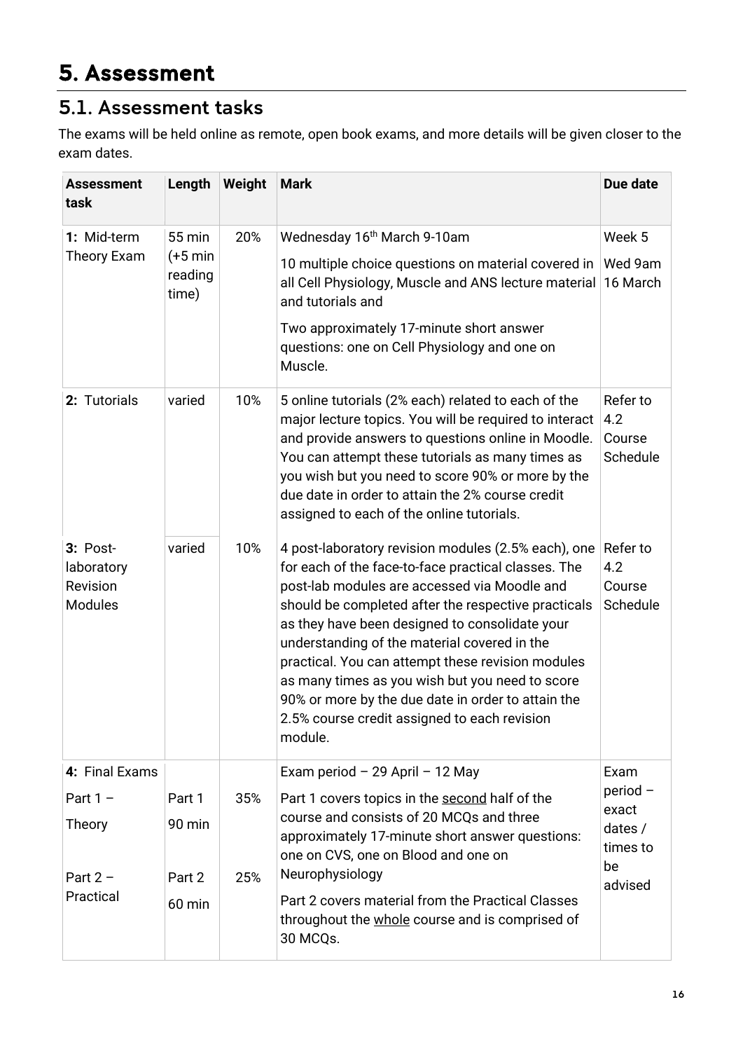# 5. Assessment

## 5.1. Assessment tasks

The exams will be held online as remote, open book exams, and more details will be given closer to the exam dates.

| Assessment task | Length | Weight | Mark | Due date |
|---|---|---|---|---|
| **1:** Mid-term Theory Exam | 55 min (+5 min reading time) | 20% | Wednesday 16th March 9-10am<br><br>10 multiple choice questions on material covered in all Cell Physiology, Muscle and ANS lecture material and tutorials and<br><br>Two approximately 17-minute short answer questions: one on Cell Physiology and one on Muscle. | Week 5<br><br>Wed 9am 16 March |
| **2:** Tutorials | varied | 10% | 5 online tutorials (2% each) related to each of the major lecture topics. You will be required to interact and provide answers to questions online in Moodle. You can attempt these tutorials as many times as you wish but you need to score 90% or more by the due date in order to attain the 2% course credit assigned to each of the online tutorials. | Refer to 4.2 Course Schedule |
| **3:** Post-laboratory Revision Modules | varied | 10% | 4 post-laboratory revision modules (2.5% each), one for each of the face-to-face practical classes. The post-lab modules are accessed via Moodle and should be completed after the respective practicals as they have been designed to consolidate your understanding of the material covered in the practical. You can attempt these revision modules as many times as you wish but you need to score 90% or more by the due date in order to attain the 2.5% course credit assigned to each revision module. | Refer to 4.2 Course Schedule |
| **4:** Final Exams<br><br>Part 1 – Theory<br><br>Part 2 – Practical | Part 1 90 min<br><br>Part 2 60 min | 35%<br><br>25% | Exam period – 29 April – 12 May<br><br>Part 1 covers topics in the <u>second</u> half of the course and consists of 20 MCQs and three approximately 17-minute short answer questions: one on CVS, one on Blood and one on Neurophysiology<br><br>Part 2 covers material from the Practical Classes throughout the <u>whole</u> course and is comprised of 30 MCQs. | Exam period – exact dates / times to be advised |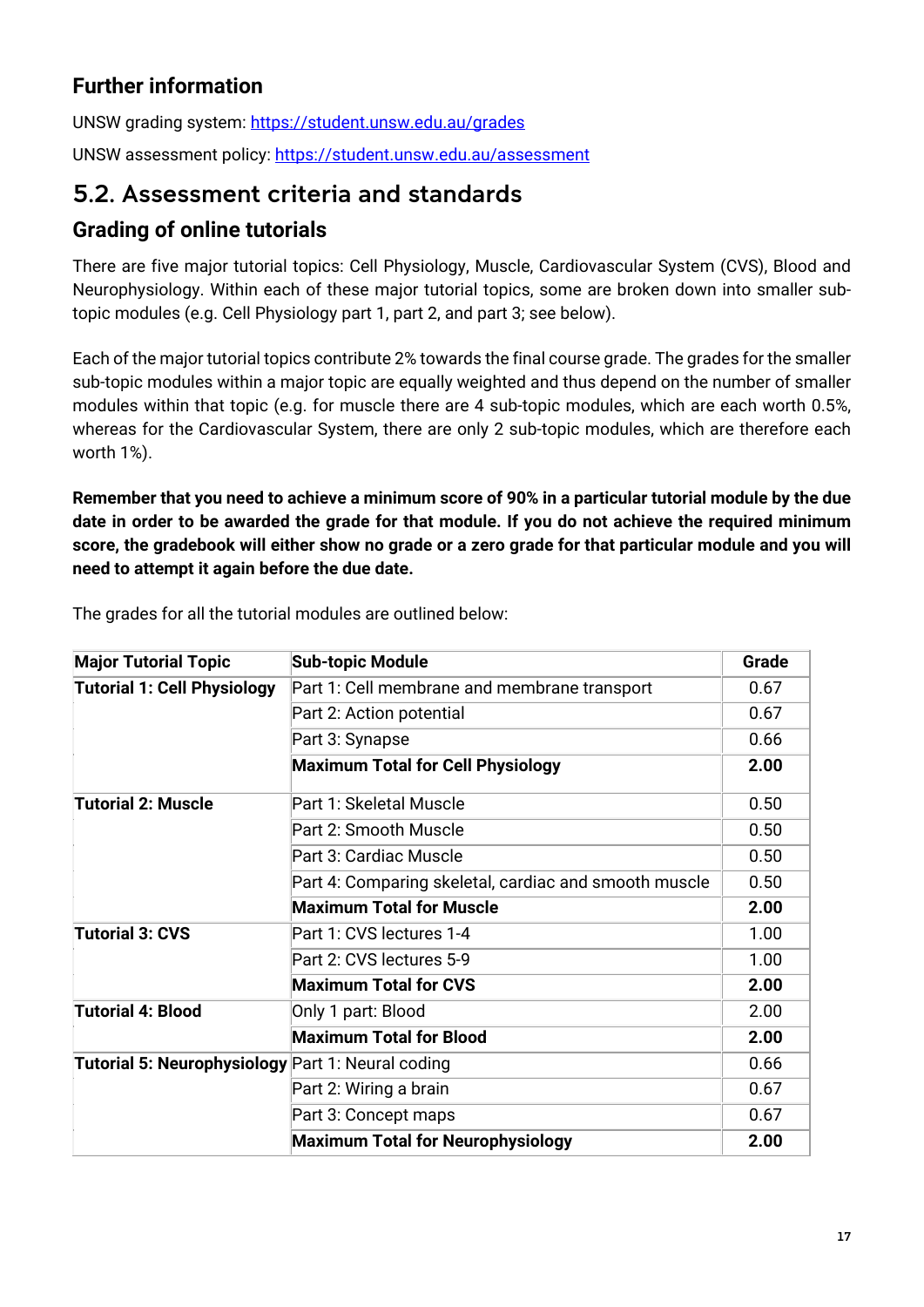### Further information

UNSW grading system: https://student.unsw.edu.au/grades

UNSW assessment policy: https://student.unsw.edu.au/assessment

## 5.2. Assessment criteria and standards

### Grading of online tutorials

There are five major tutorial topics: Cell Physiology, Muscle, Cardiovascular System (CVS), Blood and Neurophysiology. Within each of these major tutorial topics, some are broken down into smaller sub-topic modules (e.g. Cell Physiology part 1, part 2, and part 3; see below).

Each of the major tutorial topics contribute 2% towards the final course grade. The grades for the smaller sub-topic modules within a major topic are equally weighted and thus depend on the number of smaller modules within that topic (e.g. for muscle there are 4 sub-topic modules, which are each worth 0.5%, whereas for the Cardiovascular System, there are only 2 sub-topic modules, which are therefore each worth 1%).

**Remember that you need to achieve a minimum score of 90% in a particular tutorial module by the due date in order to be awarded the grade for that module. If you do not achieve the required minimum score, the gradebook will either show no grade or a zero grade for that particular module and you will need to attempt it again before the due date.**

The grades for all the tutorial modules are outlined below:

| Major Tutorial Topic | Sub-topic Module | Grade |
|---|---|---|
| **Tutorial 1: Cell Physiology** | Part 1: Cell membrane and membrane transport | 0.67 |
| | Part 2: Action potential | 0.67 |
| | Part 3: Synapse | 0.66 |
| | **Maximum Total for Cell Physiology** | **2.00** |
| **Tutorial 2: Muscle** | Part 1: Skeletal Muscle | 0.50 |
| | Part 2: Smooth Muscle | 0.50 |
| | Part 3: Cardiac Muscle | 0.50 |
| | Part 4: Comparing skeletal, cardiac and smooth muscle | 0.50 |
| | **Maximum Total for Muscle** | **2.00** |
| **Tutorial 3: CVS** | Part 1: CVS lectures 1-4 | 1.00 |
| | Part 2: CVS lectures 5-9 | 1.00 |
| | **Maximum Total for CVS** | **2.00** |
| **Tutorial 4: Blood** | Only 1 part: Blood | 2.00 |
| | **Maximum Total for Blood** | **2.00** |
| **Tutorial 5: Neurophysiology** | Part 1: Neural coding | 0.66 |
| | Part 2: Wiring a brain | 0.67 |
| | Part 3: Concept maps | 0.67 |
| | **Maximum Total for Neurophysiology** | **2.00** |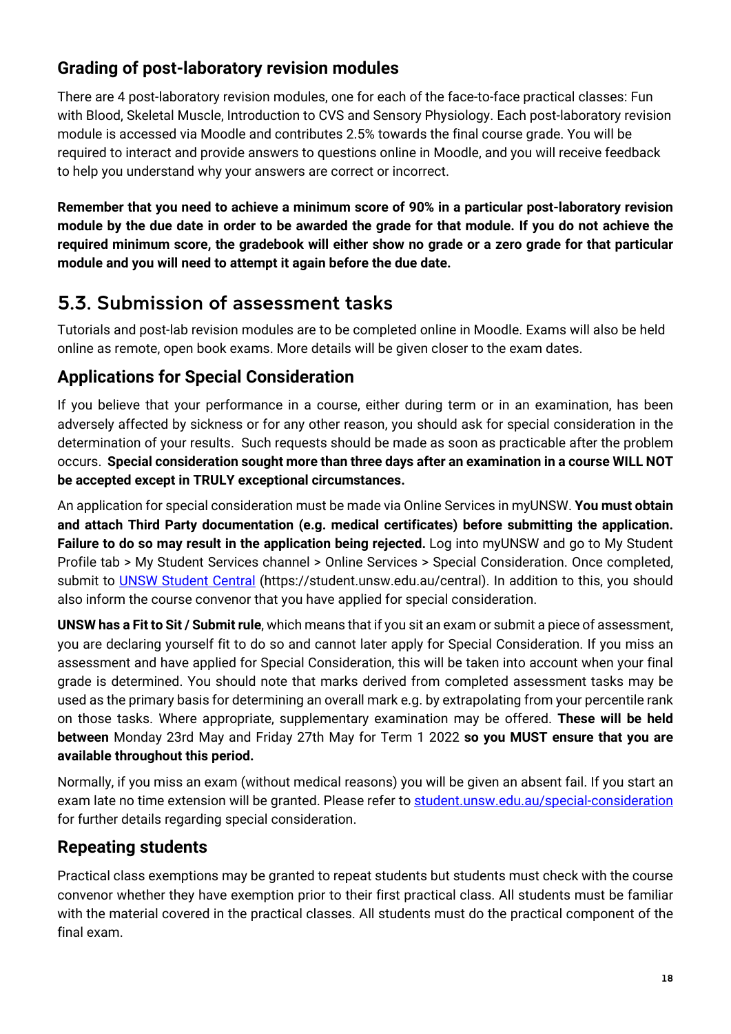### Grading of post-laboratory revision modules

There are 4 post-laboratory revision modules, one for each of the face-to-face practical classes: Fun with Blood, Skeletal Muscle, Introduction to CVS and Sensory Physiology. Each post-laboratory revision module is accessed via Moodle and contributes 2.5% towards the final course grade. You will be required to interact and provide answers to questions online in Moodle, and you will receive feedback to help you understand why your answers are correct or incorrect.

**Remember that you need to achieve a minimum score of 90% in a particular post-laboratory revision module by the due date in order to be awarded the grade for that module. If you do not achieve the required minimum score, the gradebook will either show no grade or a zero grade for that particular module and you will need to attempt it again before the due date.**

## 5.3. Submission of assessment tasks

Tutorials and post-lab revision modules are to be completed online in Moodle. Exams will also be held online as remote, open book exams. More details will be given closer to the exam dates.

### Applications for Special Consideration

If you believe that your performance in a course, either during term or in an examination, has been adversely affected by sickness or for any other reason, you should ask for special consideration in the determination of your results. Such requests should be made as soon as practicable after the problem occurs. **Special consideration sought more than three days after an examination in a course WILL NOT be accepted except in TRULY exceptional circumstances.**

An application for special consideration must be made via Online Services in myUNSW. **You must obtain and attach Third Party documentation (e.g. medical certificates) before submitting the application. Failure to do so may result in the application being rejected.** Log into myUNSW and go to My Student Profile tab > My Student Services channel > Online Services > Special Consideration. Once completed, submit to [UNSW Student Central](https://student.unsw.edu.au/central) (https://student.unsw.edu.au/central). In addition to this, you should also inform the course convenor that you have applied for special consideration.

**UNSW has a Fit to Sit / Submit rule**, which means that if you sit an exam or submit a piece of assessment, you are declaring yourself fit to do so and cannot later apply for Special Consideration. If you miss an assessment and have applied for Special Consideration, this will be taken into account when your final grade is determined. You should note that marks derived from completed assessment tasks may be used as the primary basis for determining an overall mark e.g. by extrapolating from your percentile rank on those tasks. Where appropriate, supplementary examination may be offered. **These will be held between** Monday 23rd May and Friday 27th May for Term 1 2022 **so you MUST ensure that you are available throughout this period.**

Normally, if you miss an exam (without medical reasons) you will be given an absent fail. If you start an exam late no time extension will be granted. Please refer to [student.unsw.edu.au/special-consideration](https://student.unsw.edu.au/special-consideration) for further details regarding special consideration.

### Repeating students

Practical class exemptions may be granted to repeat students but students must check with the course convenor whether they have exemption prior to their first practical class. All students must be familiar with the material covered in the practical classes. All students must do the practical component of the final exam.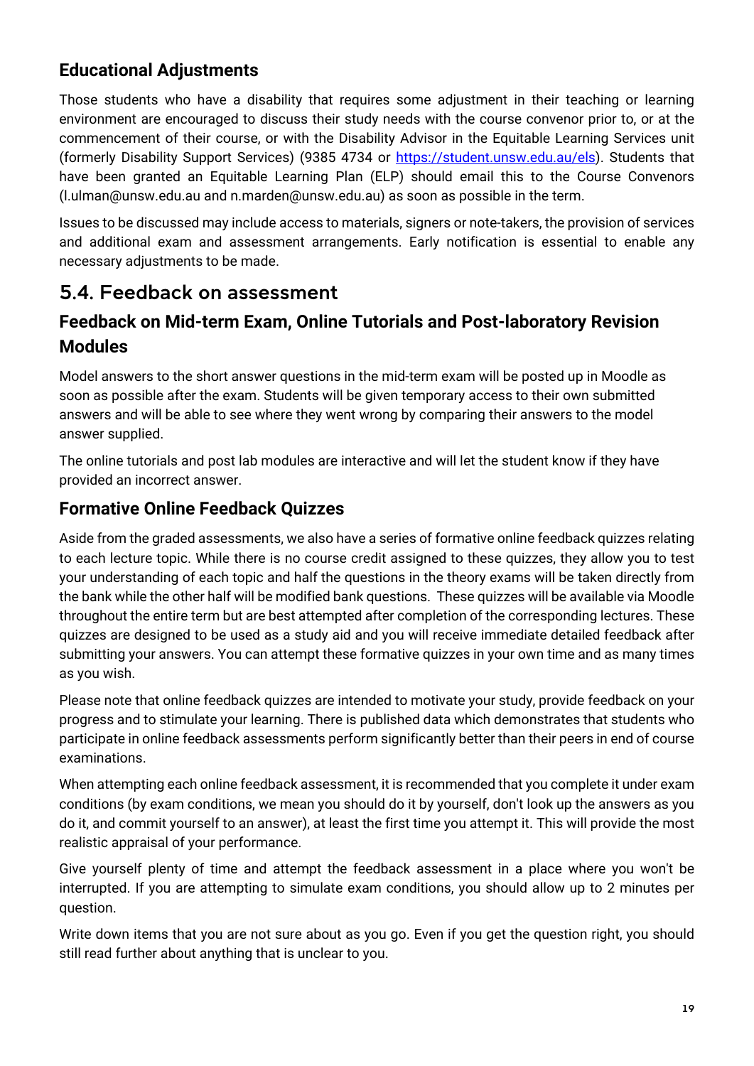### Educational Adjustments

Those students who have a disability that requires some adjustment in their teaching or learning environment are encouraged to discuss their study needs with the course convenor prior to, or at the commencement of their course, or with the Disability Advisor in the Equitable Learning Services unit (formerly Disability Support Services) (9385 4734 or https://student.unsw.edu.au/els). Students that have been granted an Equitable Learning Plan (ELP) should email this to the Course Convenors (l.ulman@unsw.edu.au and n.marden@unsw.edu.au) as soon as possible in the term.

Issues to be discussed may include access to materials, signers or note-takers, the provision of services and additional exam and assessment arrangements. Early notification is essential to enable any necessary adjustments to be made.

## 5.4. Feedback on assessment

### Feedback on Mid-term Exam, Online Tutorials and Post-laboratory Revision Modules

Model answers to the short answer questions in the mid-term exam will be posted up in Moodle as soon as possible after the exam. Students will be given temporary access to their own submitted answers and will be able to see where they went wrong by comparing their answers to the model answer supplied.

The online tutorials and post lab modules are interactive and will let the student know if they have provided an incorrect answer.

### Formative Online Feedback Quizzes

Aside from the graded assessments, we also have a series of formative online feedback quizzes relating to each lecture topic. While there is no course credit assigned to these quizzes, they allow you to test your understanding of each topic and half the questions in the theory exams will be taken directly from the bank while the other half will be modified bank questions. These quizzes will be available via Moodle throughout the entire term but are best attempted after completion of the corresponding lectures. These quizzes are designed to be used as a study aid and you will receive immediate detailed feedback after submitting your answers. You can attempt these formative quizzes in your own time and as many times as you wish.

Please note that online feedback quizzes are intended to motivate your study, provide feedback on your progress and to stimulate your learning. There is published data which demonstrates that students who participate in online feedback assessments perform significantly better than their peers in end of course examinations.

When attempting each online feedback assessment, it is recommended that you complete it under exam conditions (by exam conditions, we mean you should do it by yourself, don't look up the answers as you do it, and commit yourself to an answer), at least the first time you attempt it. This will provide the most realistic appraisal of your performance.

Give yourself plenty of time and attempt the feedback assessment in a place where you won't be interrupted. If you are attempting to simulate exam conditions, you should allow up to 2 minutes per question.

Write down items that you are not sure about as you go. Even if you get the question right, you should still read further about anything that is unclear to you.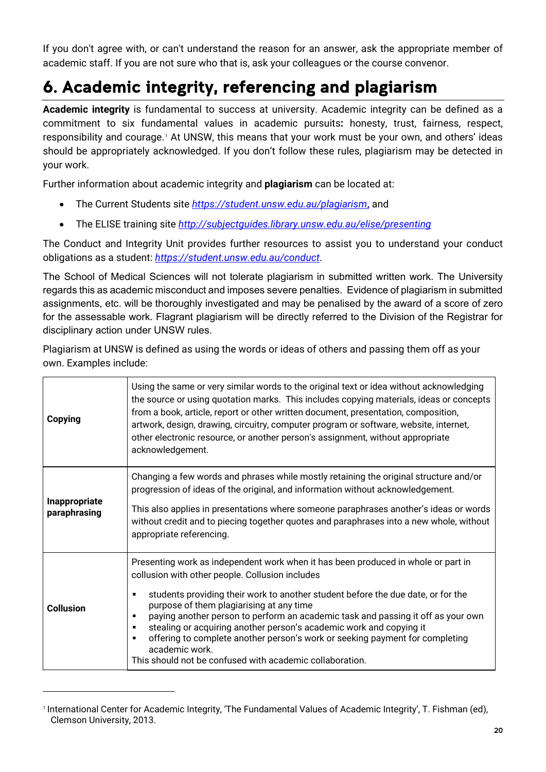If you don't agree with, or can't understand the reason for an answer, ask the appropriate member of academic staff. If you are not sure who that is, ask your colleagues or the course convenor.

# 6. Academic integrity, referencing and plagiarism

**Academic integrity** is fundamental to success at university. Academic integrity can be defined as a commitment to six fundamental values in academic pursuits**:** honesty, trust, fairness, respect, responsibility and courage.[1] At UNSW, this means that your work must be your own, and others' ideas should be appropriately acknowledged. If you don't follow these rules, plagiarism may be detected in your work.

Further information about academic integrity and **plagiarism** can be located at:

- The Current Students site *https://student.unsw.edu.au/plagiarism***,** and
- The ELISE training site *http://subjectguides.library.unsw.edu.au/elise/presenting*

The Conduct and Integrity Unit provides further resources to assist you to understand your conduct obligations as a student: *https://student.unsw.edu.au/conduct*.

The School of Medical Sciences will not tolerate plagiarism in submitted written work. The University regards this as academic misconduct and imposes severe penalties. Evidence of plagiarism in submitted assignments, etc. will be thoroughly investigated and may be penalised by the award of a score of zero for the assessable work. Flagrant plagiarism will be directly referred to the Division of the Registrar for disciplinary action under UNSW rules.

Plagiarism at UNSW is defined as using the words or ideas of others and passing them off as your own. Examples include:

| | |
|---|---|
| **Copying** | Using the same or very similar words to the original text or idea without acknowledging the source or using quotation marks. This includes copying materials, ideas or concepts from a book, article, report or other written document, presentation, composition, artwork, design, drawing, circuitry, computer program or software, website, internet, other electronic resource, or another person's assignment, without appropriate acknowledgement. |
| **Inappropriate paraphrasing** | Changing a few words and phrases while mostly retaining the original structure and/or progression of ideas of the original, and information without acknowledgement.<br><br>This also applies in presentations where someone paraphrases another's ideas or words without credit and to piecing together quotes and paraphrases into a new whole, without appropriate referencing. |
| **Collusion** | Presenting work as independent work when it has been produced in whole or part in collusion with other people. Collusion includes<br>▪ students providing their work to another student before the due date, or for the purpose of them plagiarising at any time<br>▪ paying another person to perform an academic task and passing it off as your own<br>▪ stealing or acquiring another person's academic work and copying it<br>▪ offering to complete another person's work or seeking payment for completing academic work.<br>This should not be confused with academic collaboration. |

[1] International Center for Academic Integrity, 'The Fundamental Values of Academic Integrity', T. Fishman (ed), Clemson University, 2013.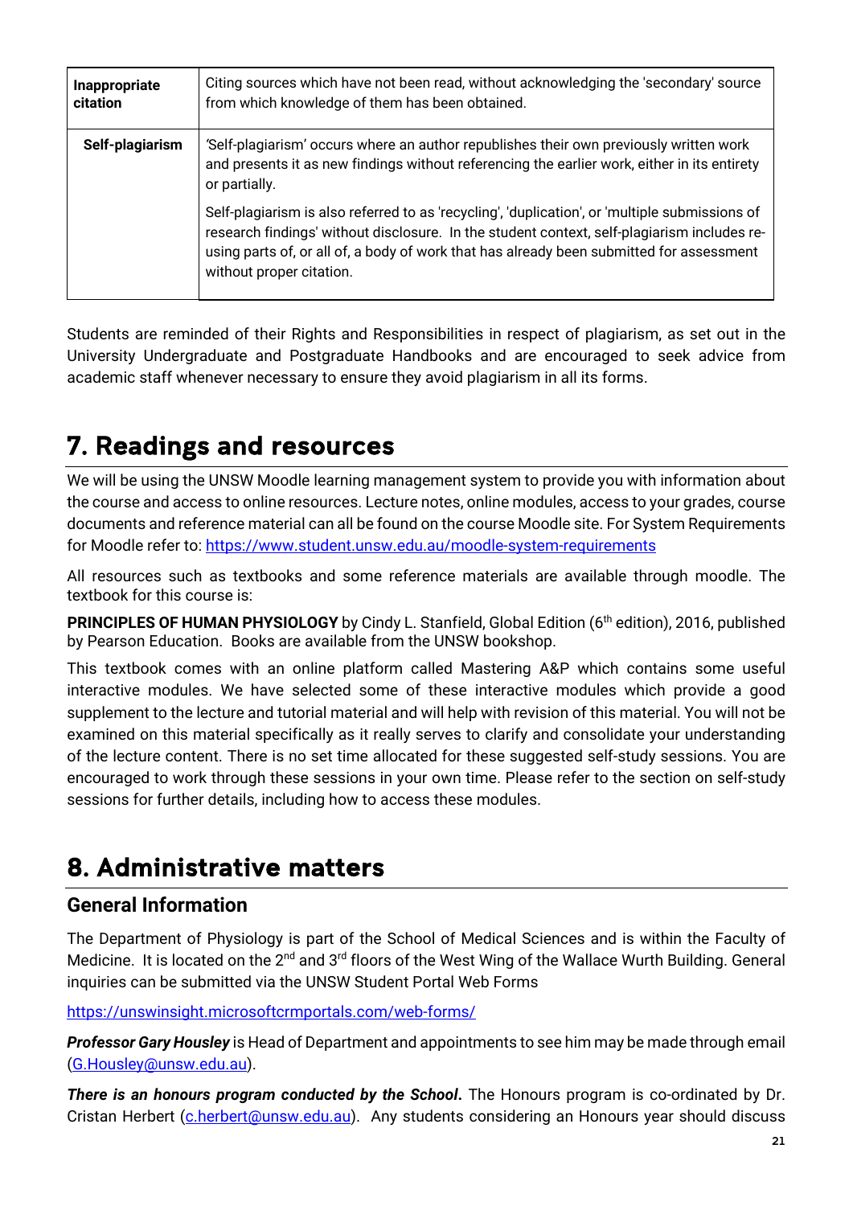| | |
|---|---|
| **Inappropriate citation** | Citing sources which have not been read, without acknowledging the 'secondary' source from which knowledge of them has been obtained. |
| **Self-plagiarism** | 'Self-plagiarism' occurs where an author republishes their own previously written work and presents it as new findings without referencing the earlier work, either in its entirety or partially.<br><br>Self-plagiarism is also referred to as 'recycling', 'duplication', or 'multiple submissions of research findings' without disclosure. In the student context, self-plagiarism includes re-using parts of, or all of, a body of work that has already been submitted for assessment without proper citation. |

Students are reminded of their Rights and Responsibilities in respect of plagiarism, as set out in the University Undergraduate and Postgraduate Handbooks and are encouraged to seek advice from academic staff whenever necessary to ensure they avoid plagiarism in all its forms.

# 7. Readings and resources

We will be using the UNSW Moodle learning management system to provide you with information about the course and access to online resources. Lecture notes, online modules, access to your grades, course documents and reference material can all be found on the course Moodle site. For System Requirements for Moodle refer to: https://www.student.unsw.edu.au/moodle-system-requirements

All resources such as textbooks and some reference materials are available through moodle. The textbook for this course is:

**PRINCIPLES OF HUMAN PHYSIOLOGY** by Cindy L. Stanfield, Global Edition (6th edition), 2016, published by Pearson Education. Books are available from the UNSW bookshop.

This textbook comes with an online platform called Mastering A&P which contains some useful interactive modules. We have selected some of these interactive modules which provide a good supplement to the lecture and tutorial material and will help with revision of this material. You will not be examined on this material specifically as it really serves to clarify and consolidate your understanding of the lecture content. There is no set time allocated for these suggested self-study sessions. You are encouraged to work through these sessions in your own time. Please refer to the section on self-study sessions for further details, including how to access these modules.

# 8. Administrative matters

## General Information

The Department of Physiology is part of the School of Medical Sciences and is within the Faculty of Medicine. It is located on the 2nd and 3rd floors of the West Wing of the Wallace Wurth Building. General inquiries can be submitted via the UNSW Student Portal Web Forms

https://unswinsight.microsoftcrmportals.com/web-forms/

***Professor Gary Housley*** is Head of Department and appointments to see him may be made through email (G.Housley@unsw.edu.au).

***There is an honours program conducted by the School.*** The Honours program is co-ordinated by Dr. Cristan Herbert (c.herbert@unsw.edu.au). Any students considering an Honours year should discuss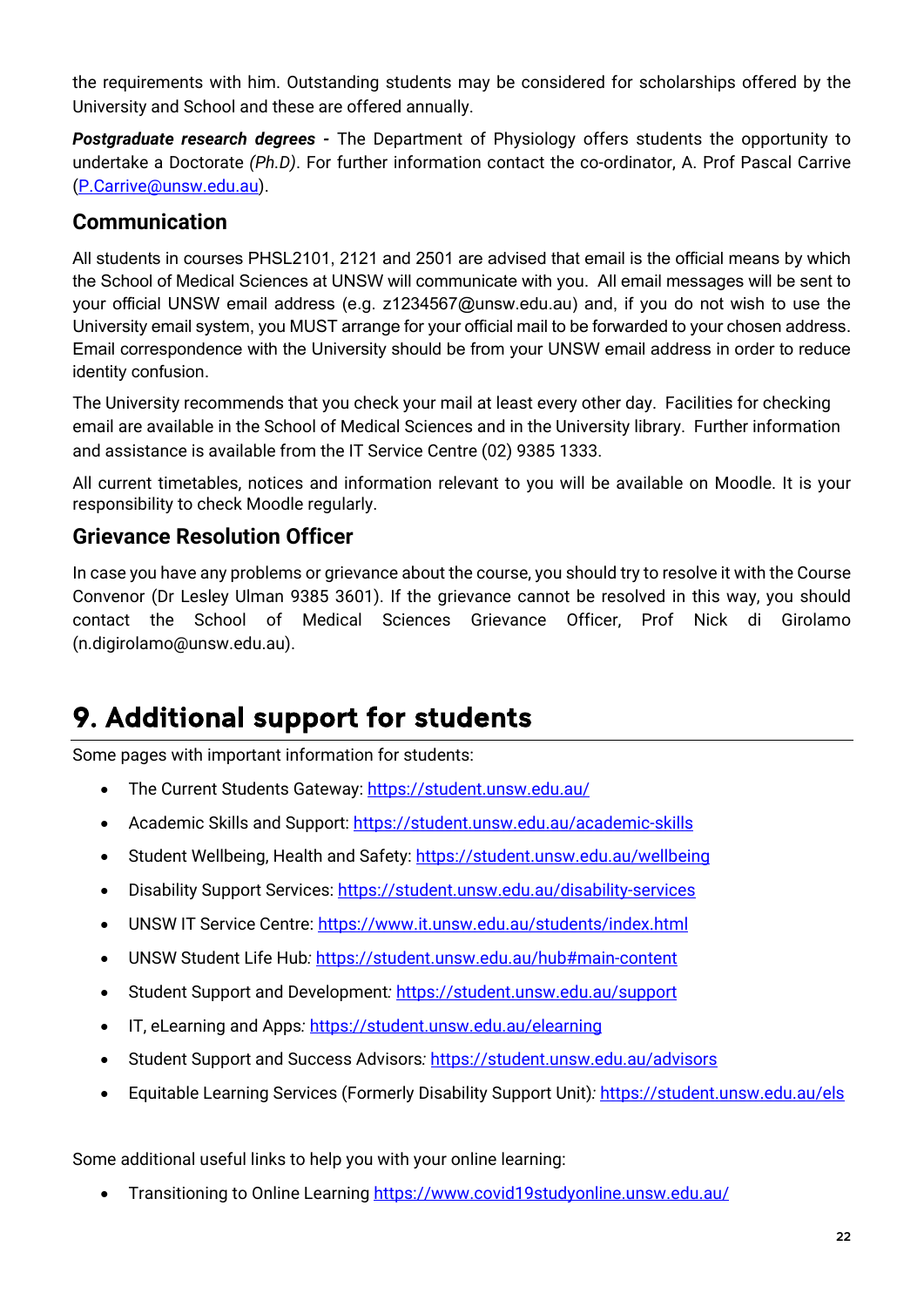the requirements with him. Outstanding students may be considered for scholarships offered by the University and School and these are offered annually.

***Postgraduate research degrees -*** The Department of Physiology offers students the opportunity to undertake a Doctorate *(Ph.D)*. For further information contact the co-ordinator, A. Prof Pascal Carrive ([P.Carrive@unsw.edu.au](mailto:P.Carrive@unsw.edu.au)).

### Communication

All students in courses PHSL2101, 2121 and 2501 are advised that email is the official means by which the School of Medical Sciences at UNSW will communicate with you. All email messages will be sent to your official UNSW email address (e.g. z1234567@unsw.edu.au) and, if you do not wish to use the University email system, you MUST arrange for your official mail to be forwarded to your chosen address. Email correspondence with the University should be from your UNSW email address in order to reduce identity confusion.

The University recommends that you check your mail at least every other day. Facilities for checking email are available in the School of Medical Sciences and in the University library. Further information and assistance is available from the IT Service Centre (02) 9385 1333.

All current timetables, notices and information relevant to you will be available on Moodle. It is your responsibility to check Moodle regularly.

### Grievance Resolution Officer

In case you have any problems or grievance about the course, you should try to resolve it with the Course Convenor (Dr Lesley Ulman 9385 3601). If the grievance cannot be resolved in this way, you should contact the School of Medical Sciences Grievance Officer, Prof Nick di Girolamo (n.digirolamo@unsw.edu.au).

## 9. Additional support for students

Some pages with important information for students:

- The Current Students Gateway: [https://student.unsw.edu.au/](https://student.unsw.edu.au/)
- Academic Skills and Support: [https://student.unsw.edu.au/academic-skills](https://student.unsw.edu.au/academic-skills)
- Student Wellbeing, Health and Safety: [https://student.unsw.edu.au/wellbeing](https://student.unsw.edu.au/wellbeing)
- Disability Support Services: [https://student.unsw.edu.au/disability-services](https://student.unsw.edu.au/disability-services)
- UNSW IT Service Centre: [https://www.it.unsw.edu.au/students/index.html](https://www.it.unsw.edu.au/students/index.html)
- UNSW Student Life Hub*:* [https://student.unsw.edu.au/hub#main-content](https://student.unsw.edu.au/hub#main-content)
- Student Support and Development*:* [https://student.unsw.edu.au/support](https://student.unsw.edu.au/support)
- IT, eLearning and Apps*:* [https://student.unsw.edu.au/elearning](https://student.unsw.edu.au/elearning)
- Student Support and Success Advisors*:* [https://student.unsw.edu.au/advisors](https://student.unsw.edu.au/advisors)
- Equitable Learning Services (Formerly Disability Support Unit)*:* [https://student.unsw.edu.au/els](https://student.unsw.edu.au/els)

Some additional useful links to help you with your online learning:

- Transitioning to Online Learning [https://www.covid19studyonline.unsw.edu.au/](https://www.covid19studyonline.unsw.edu.au/)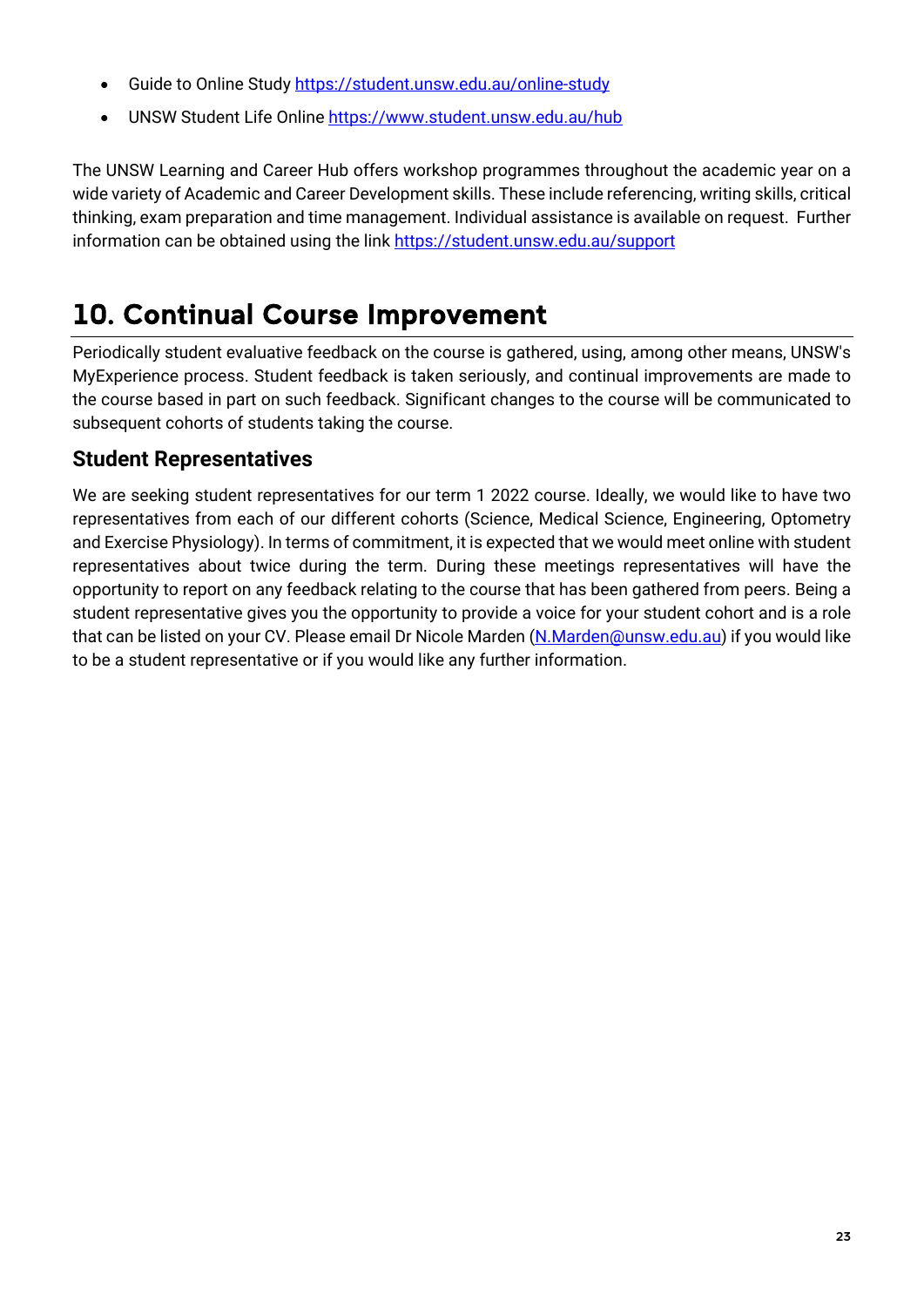- Guide to Online Study https://student.unsw.edu.au/online-study
- UNSW Student Life Online https://www.student.unsw.edu.au/hub

The UNSW Learning and Career Hub offers workshop programmes throughout the academic year on a wide variety of Academic and Career Development skills. These include referencing, writing skills, critical thinking, exam preparation and time management. Individual assistance is available on request. Further information can be obtained using the link https://student.unsw.edu.au/support

# 10. Continual Course Improvement

Periodically student evaluative feedback on the course is gathered, using, among other means, UNSW's MyExperience process. Student feedback is taken seriously, and continual improvements are made to the course based in part on such feedback. Significant changes to the course will be communicated to subsequent cohorts of students taking the course.

## Student Representatives

We are seeking student representatives for our term 1 2022 course. Ideally, we would like to have two representatives from each of our different cohorts (Science, Medical Science, Engineering, Optometry and Exercise Physiology). In terms of commitment, it is expected that we would meet online with student representatives about twice during the term. During these meetings representatives will have the opportunity to report on any feedback relating to the course that has been gathered from peers. Being a student representative gives you the opportunity to provide a voice for your student cohort and is a role that can be listed on your CV. Please email Dr Nicole Marden (N.Marden@unsw.edu.au) if you would like to be a student representative or if you would like any further information.